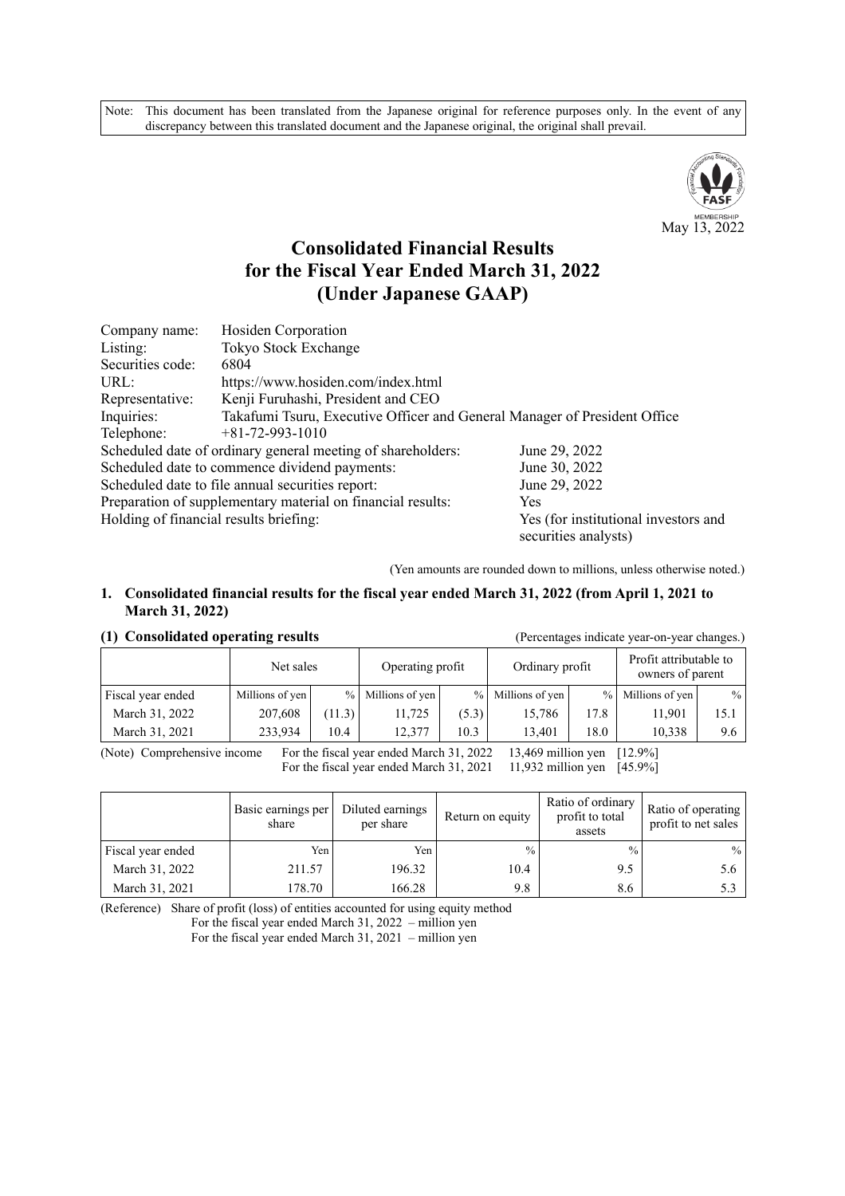Note: This document has been translated from the Japanese original for reference purposes only. In the event of any discrepancy between this translated document and the Japanese original, the original shall prevail.

May 13, 2022

# Consolidated Financial Results for the Fiscal Year Ended March 31, 2022 (Under Japanese GAAP)

| | |
|---|---|
| Company name: | Hosiden Corporation |
| Listing: | Tokyo Stock Exchange |
| Securities code: | 6804 |
| URL: | https://www.hosiden.com/index.html |
| Representative: | Kenji Furuhashi, President and CEO |
| Inquiries: | Takafumi Tsuru, Executive Officer and General Manager of President Office |
| Telephone: | +81-72-993-1010 |

| | |
|---|---|
| Scheduled date of ordinary general meeting of shareholders: | June 29, 2022 |
| Scheduled date to commence dividend payments: | June 30, 2022 |
| Scheduled date to file annual securities report: | June 29, 2022 |
| Preparation of supplementary material on financial results: | Yes |
| Holding of financial results briefing: | Yes (for institutional investors and securities analysts) |

(Yen amounts are rounded down to millions, unless otherwise noted.)

## 1. Consolidated financial results for the fiscal year ended March 31, 2022 (from April 1, 2021 to March 31, 2022)

### (1) Consolidated operating results

(Percentages indicate year-on-year changes.)

| | Net sales | | Operating profit | | Ordinary profit | | Profit attributable to owners of parent | |
|---|---|---|---|---|---|---|---|---|
| Fiscal year ended | Millions of yen | % | Millions of yen | % | Millions of yen | % | Millions of yen | % |
| March 31, 2022 | 207,608 | (11.3) | 11,725 | (5.3) | 15,786 | 17.8 | 11,901 | 15.1 |
| March 31, 2021 | 233,934 | 10.4 | 12,377 | 10.3 | 13,401 | 18.0 | 10,338 | 9.6 |

(Note) Comprehensive income For the fiscal year ended March 31, 2022 13,469 million yen [12.9%]
For the fiscal year ended March 31, 2021 11,932 million yen [45.9%]

| | Basic earnings per share | Diluted earnings per share | Return on equity | Ratio of ordinary profit to total assets | Ratio of operating profit to net sales |
|---|---|---|---|---|---|
| Fiscal year ended | Yen | Yen | % | % | % |
| March 31, 2022 | 211.57 | 196.32 | 10.4 | 9.5 | 5.6 |
| March 31, 2021 | 178.70 | 166.28 | 9.8 | 8.6 | 5.3 |

(Reference) Share of profit (loss) of entities accounted for using equity method
For the fiscal year ended March 31, 2022 – million yen
For the fiscal year ended March 31, 2021 – million yen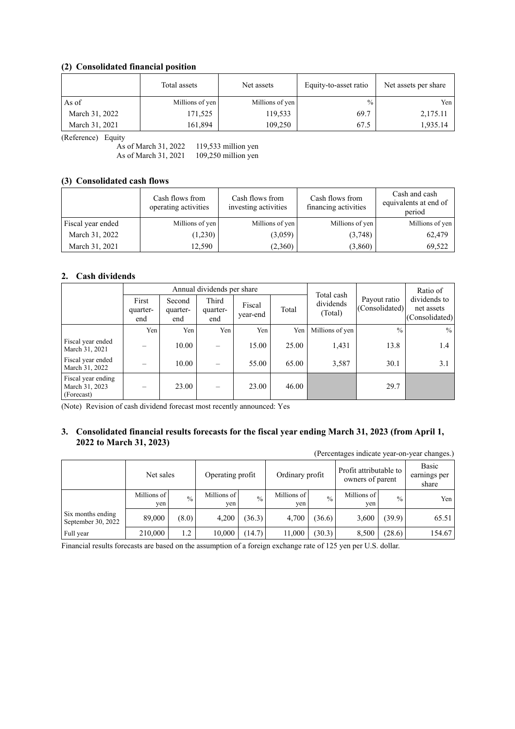### (2) Consolidated financial position

| | Total assets | Net assets | Equity-to-asset ratio | Net assets per share |
|---|---|---|---|---|
| As of | Millions of yen | Millions of yen | % | Yen |
| March 31, 2022 | 171,525 | 119,533 | 69.7 | 2,175.11 |
| March 31, 2021 | 161,894 | 109,250 | 67.5 | 1,935.14 |

(Reference) Equity
As of March 31, 2022 119,533 million yen
As of March 31, 2021 109,250 million yen

### (3) Consolidated cash flows

| | Cash flows from operating activities | Cash flows from investing activities | Cash flows from financing activities | Cash and cash equivalents at end of period |
|---|---|---|---|---|
| Fiscal year ended | Millions of yen | Millions of yen | Millions of yen | Millions of yen |
| March 31, 2022 | (1,230) | (3,059) | (3,748) | 62,479 |
| March 31, 2021 | 12,590 | (2,360) | (3,860) | 69,522 |

## 2. Cash dividends

| | Annual dividends per share | | | | | Total cash dividends (Total) | Payout ratio (Consolidated) | Ratio of dividends to net assets (Consolidated) |
|---|---|---|---|---|---|---|---|---|
| | First quarter-end | Second quarter-end | Third quarter-end | Fiscal year-end | Total | | | |
| | Yen | Yen | Yen | Yen | Yen | Millions of yen | % | % |
| Fiscal year ended March 31, 2021 | – | 10.00 | – | 15.00 | 25.00 | 1,431 | 13.8 | 1.4 |
| Fiscal year ended March 31, 2022 | – | 10.00 | – | 55.00 | 65.00 | 3,587 | 30.1 | 3.1 |
| Fiscal year ending March 31, 2023 (Forecast) | – | 23.00 | – | 23.00 | 46.00 | | 29.7 | |

(Note) Revision of cash dividend forecast most recently announced: Yes

## 3. Consolidated financial results forecasts for the fiscal year ending March 31, 2023 (from April 1, 2022 to March 31, 2023)

(Percentages indicate year-on-year changes.)

| | Net sales | | Operating profit | | Ordinary profit | | Profit attributable to owners of parent | | Basic earnings per share |
|---|---|---|---|---|---|---|---|---|---|
| | Millions of yen | % | Millions of yen | % | Millions of yen | % | Millions of yen | % | Yen |
| Six months ending September 30, 2022 | 89,000 | (8.0) | 4,200 | (36.3) | 4,700 | (36.6) | 3,600 | (39.9) | 65.51 |
| Full year | 210,000 | 1.2 | 10,000 | (14.7) | 11,000 | (30.3) | 8,500 | (28.6) | 154.67 |

Financial results forecasts are based on the assumption of a foreign exchange rate of 125 yen per U.S. dollar.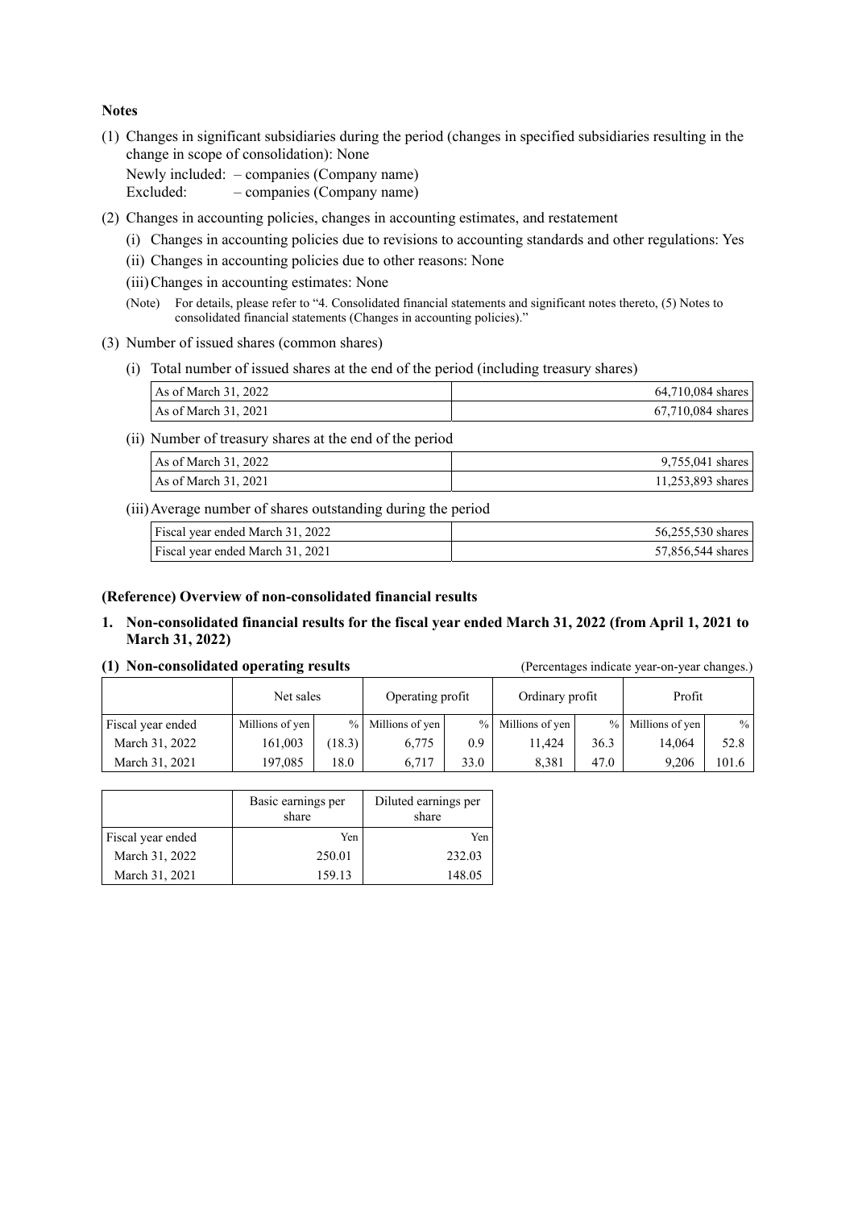**Notes**

(1) Changes in significant subsidiaries during the period (changes in specified subsidiaries resulting in the change in scope of consolidation): None

Newly included: – companies (Company name)
Excluded: – companies (Company name)

(2) Changes in accounting policies, changes in accounting estimates, and restatement

(i) Changes in accounting policies due to revisions to accounting standards and other regulations: Yes

(ii) Changes in accounting policies due to other reasons: None

(iii) Changes in accounting estimates: None

(Note) For details, please refer to "4. Consolidated financial statements and significant notes thereto, (5) Notes to consolidated financial statements (Changes in accounting policies)."

(3) Number of issued shares (common shares)

(i) Total number of issued shares at the end of the period (including treasury shares)

| | |
|---|---|
| As of March 31, 2022 | 64,710,084 shares |
| As of March 31, 2021 | 67,710,084 shares |

(ii) Number of treasury shares at the end of the period

| | |
|---|---|
| As of March 31, 2022 | 9,755,041 shares |
| As of March 31, 2021 | 11,253,893 shares |

(iii) Average number of shares outstanding during the period

| | |
|---|---|
| Fiscal year ended March 31, 2022 | 56,255,530 shares |
| Fiscal year ended March 31, 2021 | 57,856,544 shares |

**(Reference) Overview of non-consolidated financial results**

**1. Non-consolidated financial results for the fiscal year ended March 31, 2022 (from April 1, 2021 to March 31, 2022)**

**(1) Non-consolidated operating results** (Percentages indicate year-on-year changes.)

| | Net sales | | Operating profit | | Ordinary profit | | Profit | |
|---|---|---|---|---|---|---|---|---|
| Fiscal year ended | Millions of yen | % | Millions of yen | % | Millions of yen | % | Millions of yen | % |
| March 31, 2022 | 161,003 | (18.3) | 6,775 | 0.9 | 11,424 | 36.3 | 14,064 | 52.8 |
| March 31, 2021 | 197,085 | 18.0 | 6,717 | 33.0 | 8,381 | 47.0 | 9,206 | 101.6 |

| | Basic earnings per share | Diluted earnings per share |
|---|---|---|
| Fiscal year ended | Yen | Yen |
| March 31, 2022 | 250.01 | 232.03 |
| March 31, 2021 | 159.13 | 148.05 |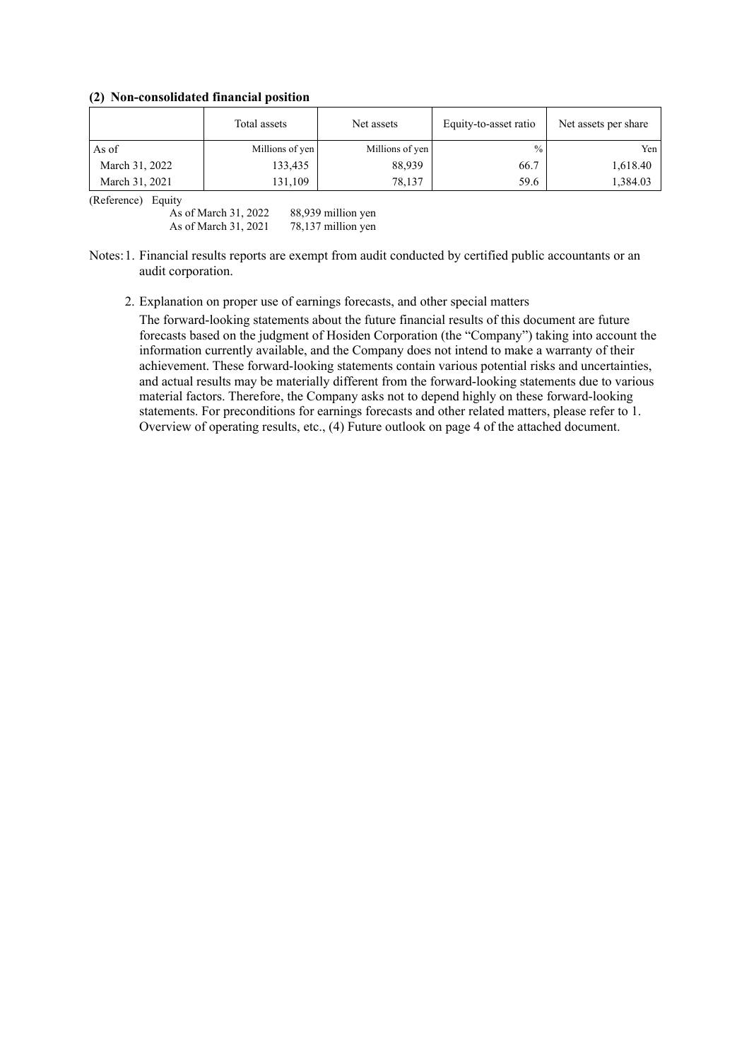### (2) Non-consolidated financial position

| | Total assets | Net assets | Equity-to-asset ratio | Net assets per share |
|---|---|---|---|---|
| As of | Millions of yen | Millions of yen | % | Yen |
| March 31, 2022 | 133,435 | 88,939 | 66.7 | 1,618.40 |
| March 31, 2021 | 131,109 | 78,137 | 59.6 | 1,384.03 |

(Reference) Equity

As of March 31, 2022 88,939 million yen

As of March 31, 2021 78,137 million yen

Notes: 1. Financial results reports are exempt from audit conducted by certified public accountants or an audit corporation.

2. Explanation on proper use of earnings forecasts, and other special matters

The forward-looking statements about the future financial results of this document are future forecasts based on the judgment of Hosiden Corporation (the "Company") taking into account the information currently available, and the Company does not intend to make a warranty of their achievement. These forward-looking statements contain various potential risks and uncertainties, and actual results may be materially different from the forward-looking statements due to various material factors. Therefore, the Company asks not to depend highly on these forward-looking statements. For preconditions for earnings forecasts and other related matters, please refer to 1. Overview of operating results, etc., (4) Future outlook on page 4 of the attached document.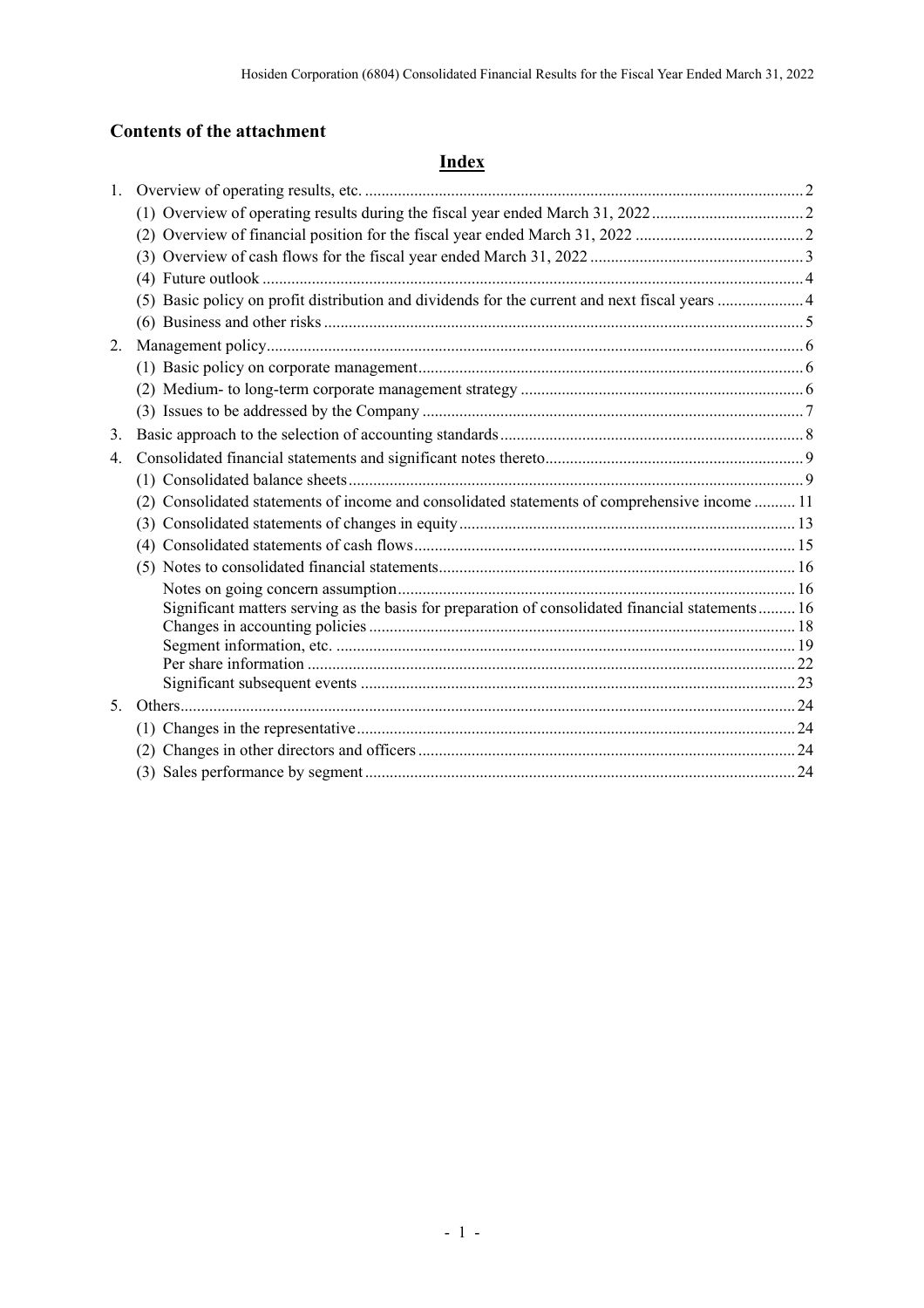## Contents of the attachment

### Index

1. Overview of operating results, etc. .......... 2
   - (1) Overview of operating results during the fiscal year ended March 31, 2022 .......... 2
   - (2) Overview of financial position for the fiscal year ended March 31, 2022 .......... 2
   - (3) Overview of cash flows for the fiscal year ended March 31, 2022 .......... 3
   - (4) Future outlook .......... 4
   - (5) Basic policy on profit distribution and dividends for the current and next fiscal years .......... 4
   - (6) Business and other risks .......... 5
2. Management policy .......... 6
   - (1) Basic policy on corporate management .......... 6
   - (2) Medium- to long-term corporate management strategy .......... 6
   - (3) Issues to be addressed by the Company .......... 7
3. Basic approach to the selection of accounting standards .......... 8
4. Consolidated financial statements and significant notes thereto .......... 9
   - (1) Consolidated balance sheets .......... 9
   - (2) Consolidated statements of income and consolidated statements of comprehensive income .......... 11
   - (3) Consolidated statements of changes in equity .......... 13
   - (4) Consolidated statements of cash flows .......... 15
   - (5) Notes to consolidated financial statements .......... 16
     - Notes on going concern assumption .......... 16
     - Significant matters serving as the basis for preparation of consolidated financial statements .......... 16
     - Changes in accounting policies .......... 18
     - Segment information, etc. .......... 19
     - Per share information .......... 22
     - Significant subsequent events .......... 23
5. Others .......... 24
   - (1) Changes in the representative .......... 24
   - (2) Changes in other directors and officers .......... 24
   - (3) Sales performance by segment .......... 24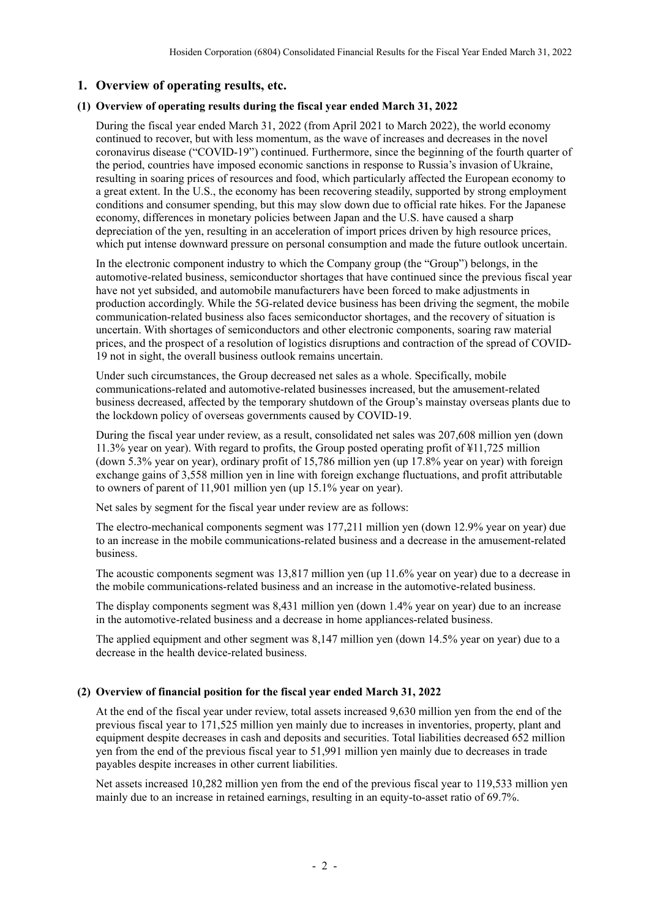## 1. Overview of operating results, etc.

### (1) Overview of operating results during the fiscal year ended March 31, 2022

During the fiscal year ended March 31, 2022 (from April 2021 to March 2022), the world economy continued to recover, but with less momentum, as the wave of increases and decreases in the novel coronavirus disease ("COVID-19") continued. Furthermore, since the beginning of the fourth quarter of the period, countries have imposed economic sanctions in response to Russia's invasion of Ukraine, resulting in soaring prices of resources and food, which particularly affected the European economy to a great extent. In the U.S., the economy has been recovering steadily, supported by strong employment conditions and consumer spending, but this may slow down due to official rate hikes. For the Japanese economy, differences in monetary policies between Japan and the U.S. have caused a sharp depreciation of the yen, resulting in an acceleration of import prices driven by high resource prices, which put intense downward pressure on personal consumption and made the future outlook uncertain.

In the electronic component industry to which the Company group (the "Group") belongs, in the automotive-related business, semiconductor shortages that have continued since the previous fiscal year have not yet subsided, and automobile manufacturers have been forced to make adjustments in production accordingly. While the 5G-related device business has been driving the segment, the mobile communication-related business also faces semiconductor shortages, and the recovery of situation is uncertain. With shortages of semiconductors and other electronic components, soaring raw material prices, and the prospect of a resolution of logistics disruptions and contraction of the spread of COVID-19 not in sight, the overall business outlook remains uncertain.

Under such circumstances, the Group decreased net sales as a whole. Specifically, mobile communications-related and automotive-related businesses increased, but the amusement-related business decreased, affected by the temporary shutdown of the Group's mainstay overseas plants due to the lockdown policy of overseas governments caused by COVID-19.

During the fiscal year under review, as a result, consolidated net sales was 207,608 million yen (down 11.3% year on year). With regard to profits, the Group posted operating profit of ¥11,725 million (down 5.3% year on year), ordinary profit of 15,786 million yen (up 17.8% year on year) with foreign exchange gains of 3,558 million yen in line with foreign exchange fluctuations, and profit attributable to owners of parent of 11,901 million yen (up 15.1% year on year).

Net sales by segment for the fiscal year under review are as follows:

The electro-mechanical components segment was 177,211 million yen (down 12.9% year on year) due to an increase in the mobile communications-related business and a decrease in the amusement-related business.

The acoustic components segment was 13,817 million yen (up 11.6% year on year) due to a decrease in the mobile communications-related business and an increase in the automotive-related business.

The display components segment was 8,431 million yen (down 1.4% year on year) due to an increase in the automotive-related business and a decrease in home appliances-related business.

The applied equipment and other segment was 8,147 million yen (down 14.5% year on year) due to a decrease in the health device-related business.

### (2) Overview of financial position for the fiscal year ended March 31, 2022

At the end of the fiscal year under review, total assets increased 9,630 million yen from the end of the previous fiscal year to 171,525 million yen mainly due to increases in inventories, property, plant and equipment despite decreases in cash and deposits and securities. Total liabilities decreased 652 million yen from the end of the previous fiscal year to 51,991 million yen mainly due to decreases in trade payables despite increases in other current liabilities.

Net assets increased 10,282 million yen from the end of the previous fiscal year to 119,533 million yen mainly due to an increase in retained earnings, resulting in an equity-to-asset ratio of 69.7%.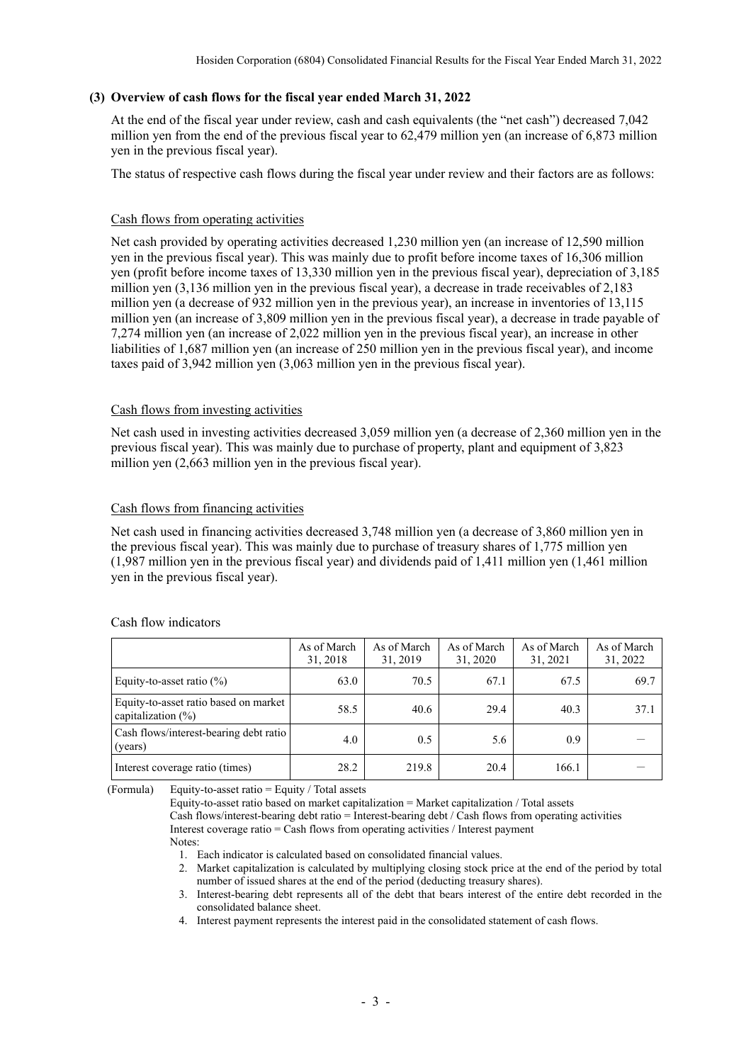### (3) Overview of cash flows for the fiscal year ended March 31, 2022

At the end of the fiscal year under review, cash and cash equivalents (the "net cash") decreased 7,042 million yen from the end of the previous fiscal year to 62,479 million yen (an increase of 6,873 million yen in the previous fiscal year).

The status of respective cash flows during the fiscal year under review and their factors are as follows:

Cash flows from operating activities

Net cash provided by operating activities decreased 1,230 million yen (an increase of 12,590 million yen in the previous fiscal year). This was mainly due to profit before income taxes of 16,306 million yen (profit before income taxes of 13,330 million yen in the previous fiscal year), depreciation of 3,185 million yen (3,136 million yen in the previous fiscal year), a decrease in trade receivables of 2,183 million yen (a decrease of 932 million yen in the previous year), an increase in inventories of 13,115 million yen (an increase of 3,809 million yen in the previous fiscal year), a decrease in trade payable of 7,274 million yen (an increase of 2,022 million yen in the previous fiscal year), an increase in other liabilities of 1,687 million yen (an increase of 250 million yen in the previous fiscal year), and income taxes paid of 3,942 million yen (3,063 million yen in the previous fiscal year).

Cash flows from investing activities

Net cash used in investing activities decreased 3,059 million yen (a decrease of 2,360 million yen in the previous fiscal year). This was mainly due to purchase of property, plant and equipment of 3,823 million yen (2,663 million yen in the previous fiscal year).

Cash flows from financing activities

Net cash used in financing activities decreased 3,748 million yen (a decrease of 3,860 million yen in the previous fiscal year). This was mainly due to purchase of treasury shares of 1,775 million yen (1,987 million yen in the previous fiscal year) and dividends paid of 1,411 million yen (1,461 million yen in the previous fiscal year).

Cash flow indicators

| | As of March 31, 2018 | As of March 31, 2019 | As of March 31, 2020 | As of March 31, 2021 | As of March 31, 2022 |
|---|---|---|---|---|---|
| Equity-to-asset ratio (%) | 63.0 | 70.5 | 67.1 | 67.5 | 69.7 |
| Equity-to-asset ratio based on market capitalization (%) | 58.5 | 40.6 | 29.4 | 40.3 | 37.1 |
| Cash flows/interest-bearing debt ratio (years) | 4.0 | 0.5 | 5.6 | 0.9 | ― |
| Interest coverage ratio (times) | 28.2 | 219.8 | 20.4 | 166.1 | ― |

(Formula) Equity-to-asset ratio = Equity / Total assets
Equity-to-asset ratio based on market capitalization = Market capitalization / Total assets
Cash flows/interest-bearing debt ratio = Interest-bearing debt / Cash flows from operating activities
Interest coverage ratio = Cash flows from operating activities / Interest payment

Notes:

1. Each indicator is calculated based on consolidated financial values.
2. Market capitalization is calculated by multiplying closing stock price at the end of the period by total number of issued shares at the end of the period (deducting treasury shares).
3. Interest-bearing debt represents all of the debt that bears interest of the entire debt recorded in the consolidated balance sheet.
4. Interest payment represents the interest paid in the consolidated statement of cash flows.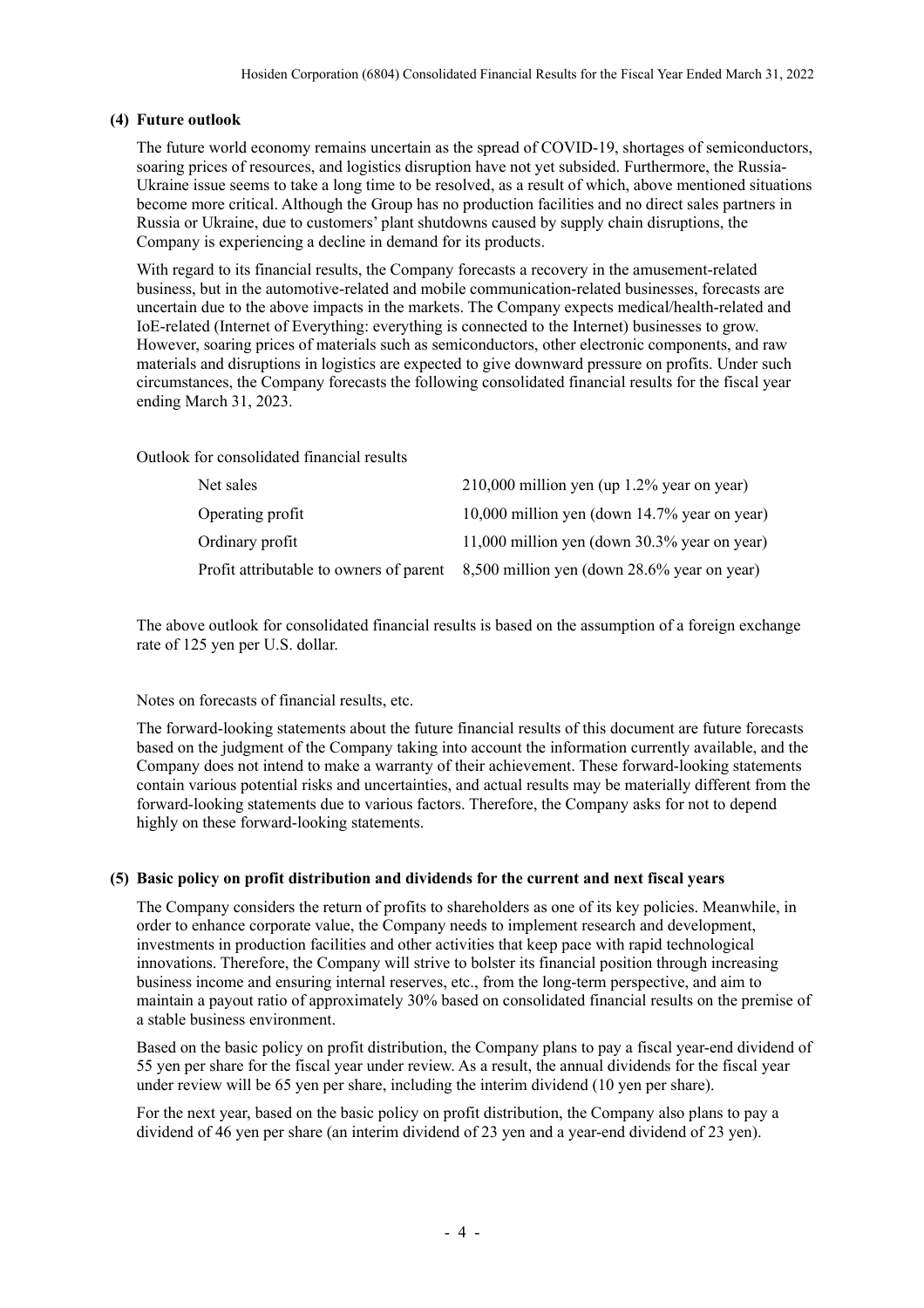### (4) Future outlook

The future world economy remains uncertain as the spread of COVID-19, shortages of semiconductors, soaring prices of resources, and logistics disruption have not yet subsided. Furthermore, the Russia-Ukraine issue seems to take a long time to be resolved, as a result of which, above mentioned situations become more critical. Although the Group has no production facilities and no direct sales partners in Russia or Ukraine, due to customers' plant shutdowns caused by supply chain disruptions, the Company is experiencing a decline in demand for its products.

With regard to its financial results, the Company forecasts a recovery in the amusement-related business, but in the automotive-related and mobile communication-related businesses, forecasts are uncertain due to the above impacts in the markets. The Company expects medical/health-related and IoE-related (Internet of Everything: everything is connected to the Internet) businesses to grow. However, soaring prices of materials such as semiconductors, other electronic components, and raw materials and disruptions in logistics are expected to give downward pressure on profits. Under such circumstances, the Company forecasts the following consolidated financial results for the fiscal year ending March 31, 2023.

Outlook for consolidated financial results

| | |
|---|---|
| Net sales | 210,000 million yen (up 1.2% year on year) |
| Operating profit | 10,000 million yen (down 14.7% year on year) |
| Ordinary profit | 11,000 million yen (down 30.3% year on year) |
| Profit attributable to owners of parent | 8,500 million yen (down 28.6% year on year) |

The above outlook for consolidated financial results is based on the assumption of a foreign exchange rate of 125 yen per U.S. dollar.

Notes on forecasts of financial results, etc.

The forward-looking statements about the future financial results of this document are future forecasts based on the judgment of the Company taking into account the information currently available, and the Company does not intend to make a warranty of their achievement. These forward-looking statements contain various potential risks and uncertainties, and actual results may be materially different from the forward-looking statements due to various factors. Therefore, the Company asks for not to depend highly on these forward-looking statements.

### (5) Basic policy on profit distribution and dividends for the current and next fiscal years

The Company considers the return of profits to shareholders as one of its key policies. Meanwhile, in order to enhance corporate value, the Company needs to implement research and development, investments in production facilities and other activities that keep pace with rapid technological innovations. Therefore, the Company will strive to bolster its financial position through increasing business income and ensuring internal reserves, etc., from the long-term perspective, and aim to maintain a payout ratio of approximately 30% based on consolidated financial results on the premise of a stable business environment.

Based on the basic policy on profit distribution, the Company plans to pay a fiscal year-end dividend of 55 yen per share for the fiscal year under review. As a result, the annual dividends for the fiscal year under review will be 65 yen per share, including the interim dividend (10 yen per share).

For the next year, based on the basic policy on profit distribution, the Company also plans to pay a dividend of 46 yen per share (an interim dividend of 23 yen and a year-end dividend of 23 yen).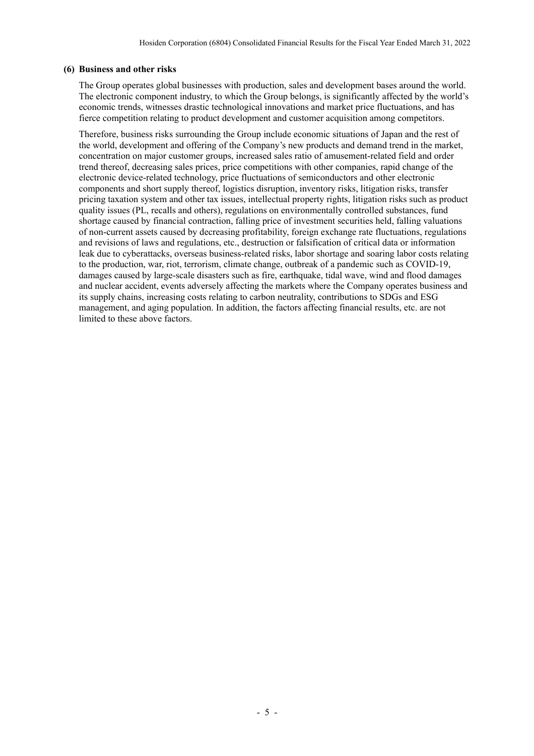### (6) Business and other risks

The Group operates global businesses with production, sales and development bases around the world. The electronic component industry, to which the Group belongs, is significantly affected by the world's economic trends, witnesses drastic technological innovations and market price fluctuations, and has fierce competition relating to product development and customer acquisition among competitors.

Therefore, business risks surrounding the Group include economic situations of Japan and the rest of the world, development and offering of the Company's new products and demand trend in the market, concentration on major customer groups, increased sales ratio of amusement-related field and order trend thereof, decreasing sales prices, price competitions with other companies, rapid change of the electronic device-related technology, price fluctuations of semiconductors and other electronic components and short supply thereof, logistics disruption, inventory risks, litigation risks, transfer pricing taxation system and other tax issues, intellectual property rights, litigation risks such as product quality issues (PL, recalls and others), regulations on environmentally controlled substances, fund shortage caused by financial contraction, falling price of investment securities held, falling valuations of non-current assets caused by decreasing profitability, foreign exchange rate fluctuations, regulations and revisions of laws and regulations, etc., destruction or falsification of critical data or information leak due to cyberattacks, overseas business-related risks, labor shortage and soaring labor costs relating to the production, war, riot, terrorism, climate change, outbreak of a pandemic such as COVID-19, damages caused by large-scale disasters such as fire, earthquake, tidal wave, wind and flood damages and nuclear accident, events adversely affecting the markets where the Company operates business and its supply chains, increasing costs relating to carbon neutrality, contributions to SDGs and ESG management, and aging population. In addition, the factors affecting financial results, etc. are not limited to these above factors.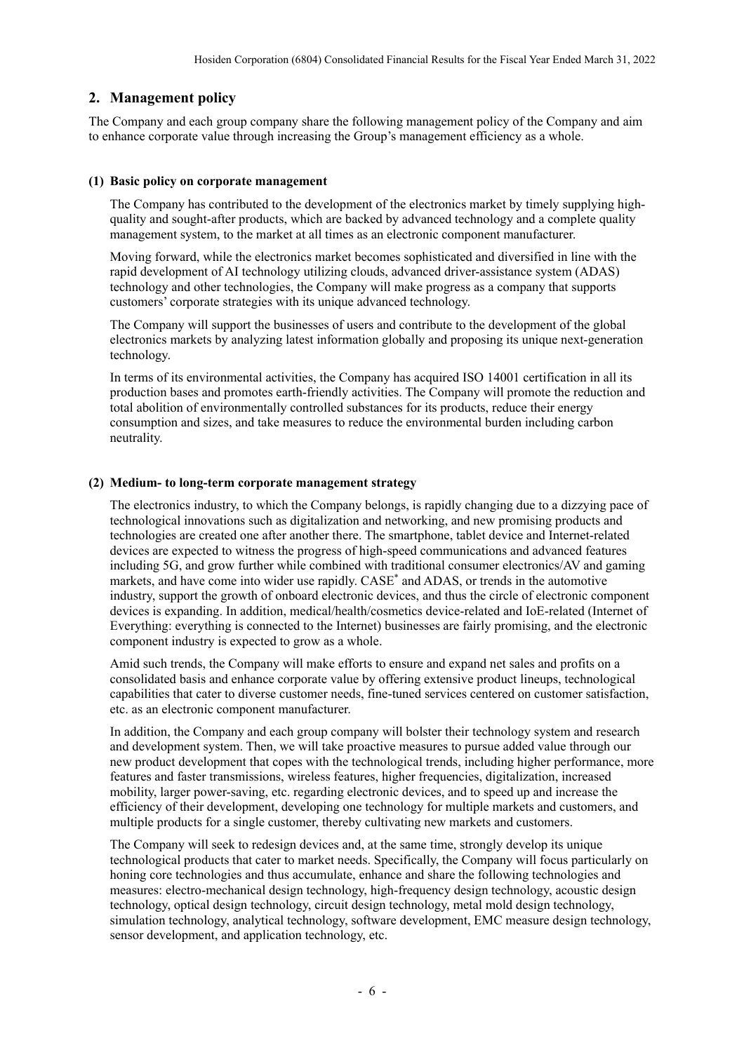## 2. Management policy

The Company and each group company share the following management policy of the Company and aim to enhance corporate value through increasing the Group's management efficiency as a whole.

### (1) Basic policy on corporate management

The Company has contributed to the development of the electronics market by timely supplying high-quality and sought-after products, which are backed by advanced technology and a complete quality management system, to the market at all times as an electronic component manufacturer.

Moving forward, while the electronics market becomes sophisticated and diversified in line with the rapid development of AI technology utilizing clouds, advanced driver-assistance system (ADAS) technology and other technologies, the Company will make progress as a company that supports customers' corporate strategies with its unique advanced technology.

The Company will support the businesses of users and contribute to the development of the global electronics markets by analyzing latest information globally and proposing its unique next-generation technology.

In terms of its environmental activities, the Company has acquired ISO 14001 certification in all its production bases and promotes earth-friendly activities. The Company will promote the reduction and total abolition of environmentally controlled substances for its products, reduce their energy consumption and sizes, and take measures to reduce the environmental burden including carbon neutrality.

### (2) Medium- to long-term corporate management strategy

The electronics industry, to which the Company belongs, is rapidly changing due to a dizzying pace of technological innovations such as digitalization and networking, and new promising products and technologies are created one after another there. The smartphone, tablet device and Internet-related devices are expected to witness the progress of high-speed communications and advanced features including 5G, and grow further while combined with traditional consumer electronics/AV and gaming markets, and have come into wider use rapidly. CASE* and ADAS, or trends in the automotive industry, support the growth of onboard electronic devices, and thus the circle of electronic component devices is expanding. In addition, medical/health/cosmetics device-related and IoE-related (Internet of Everything: everything is connected to the Internet) businesses are fairly promising, and the electronic component industry is expected to grow as a whole.

Amid such trends, the Company will make efforts to ensure and expand net sales and profits on a consolidated basis and enhance corporate value by offering extensive product lineups, technological capabilities that cater to diverse customer needs, fine-tuned services centered on customer satisfaction, etc. as an electronic component manufacturer.

In addition, the Company and each group company will bolster their technology system and research and development system. Then, we will take proactive measures to pursue added value through our new product development that copes with the technological trends, including higher performance, more features and faster transmissions, wireless features, higher frequencies, digitalization, increased mobility, larger power-saving, etc. regarding electronic devices, and to speed up and increase the efficiency of their development, developing one technology for multiple markets and customers, and multiple products for a single customer, thereby cultivating new markets and customers.

The Company will seek to redesign devices and, at the same time, strongly develop its unique technological products that cater to market needs. Specifically, the Company will focus particularly on honing core technologies and thus accumulate, enhance and share the following technologies and measures: electro-mechanical design technology, high-frequency design technology, acoustic design technology, optical design technology, circuit design technology, metal mold design technology, simulation technology, analytical technology, software development, EMC measure design technology, sensor development, and application technology, etc.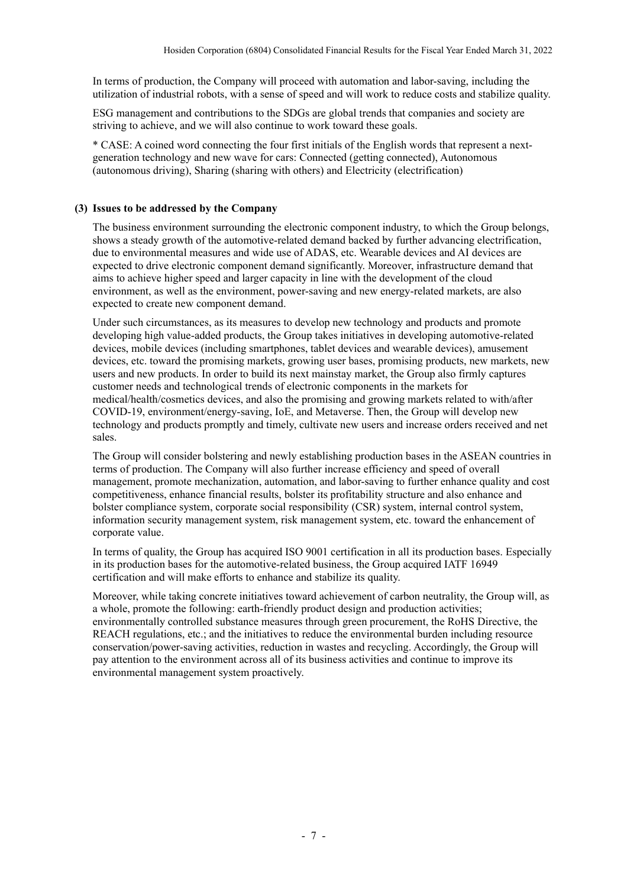In terms of production, the Company will proceed with automation and labor-saving, including the utilization of industrial robots, with a sense of speed and will work to reduce costs and stabilize quality.

ESG management and contributions to the SDGs are global trends that companies and society are striving to achieve, and we will also continue to work toward these goals.

* CASE: A coined word connecting the four first initials of the English words that represent a next-generation technology and new wave for cars: Connected (getting connected), Autonomous (autonomous driving), Sharing (sharing with others) and Electricity (electrification)

### (3) Issues to be addressed by the Company

The business environment surrounding the electronic component industry, to which the Group belongs, shows a steady growth of the automotive-related demand backed by further advancing electrification, due to environmental measures and wide use of ADAS, etc. Wearable devices and AI devices are expected to drive electronic component demand significantly. Moreover, infrastructure demand that aims to achieve higher speed and larger capacity in line with the development of the cloud environment, as well as the environment, power-saving and new energy-related markets, are also expected to create new component demand.

Under such circumstances, as its measures to develop new technology and products and promote developing high value-added products, the Group takes initiatives in developing automotive-related devices, mobile devices (including smartphones, tablet devices and wearable devices), amusement devices, etc. toward the promising markets, growing user bases, promising products, new markets, new users and new products. In order to build its next mainstay market, the Group also firmly captures customer needs and technological trends of electronic components in the markets for medical/health/cosmetics devices, and also the promising and growing markets related to with/after COVID-19, environment/energy-saving, IoE, and Metaverse. Then, the Group will develop new technology and products promptly and timely, cultivate new users and increase orders received and net sales.

The Group will consider bolstering and newly establishing production bases in the ASEAN countries in terms of production. The Company will also further increase efficiency and speed of overall management, promote mechanization, automation, and labor-saving to further enhance quality and cost competitiveness, enhance financial results, bolster its profitability structure and also enhance and bolster compliance system, corporate social responsibility (CSR) system, internal control system, information security management system, risk management system, etc. toward the enhancement of corporate value.

In terms of quality, the Group has acquired ISO 9001 certification in all its production bases. Especially in its production bases for the automotive-related business, the Group acquired IATF 16949 certification and will make efforts to enhance and stabilize its quality.

Moreover, while taking concrete initiatives toward achievement of carbon neutrality, the Group will, as a whole, promote the following: earth-friendly product design and production activities; environmentally controlled substance measures through green procurement, the RoHS Directive, the REACH regulations, etc.; and the initiatives to reduce the environmental burden including resource conservation/power-saving activities, reduction in wastes and recycling. Accordingly, the Group will pay attention to the environment across all of its business activities and continue to improve its environmental management system proactively.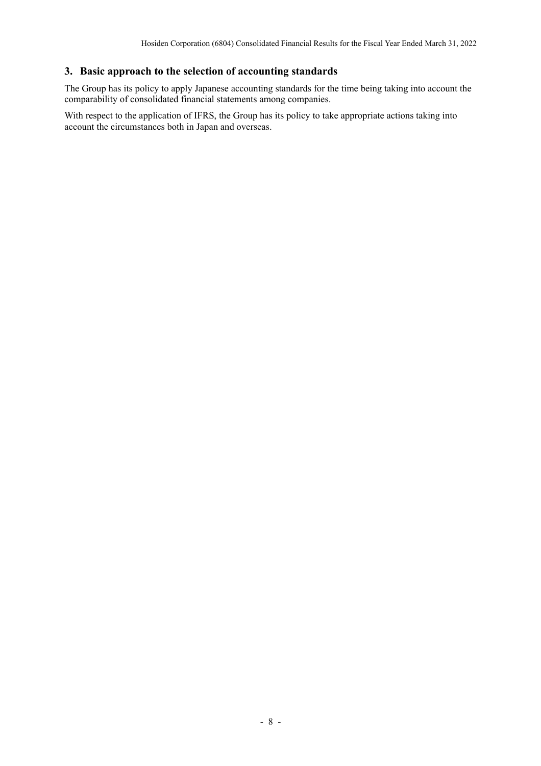## 3. Basic approach to the selection of accounting standards

The Group has its policy to apply Japanese accounting standards for the time being taking into account the comparability of consolidated financial statements among companies.

With respect to the application of IFRS, the Group has its policy to take appropriate actions taking into account the circumstances both in Japan and overseas.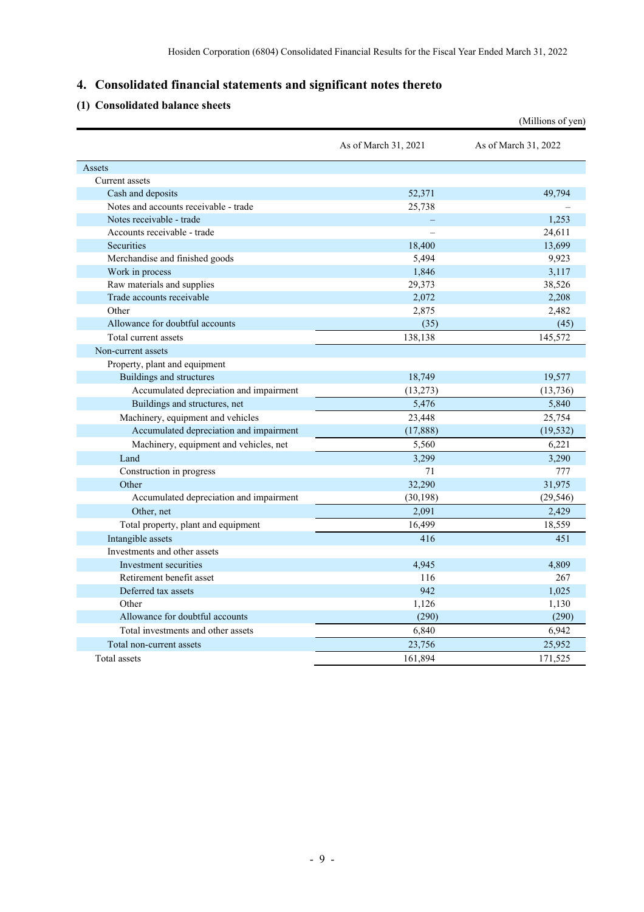## 4. Consolidated financial statements and significant notes thereto

### (1) Consolidated balance sheets

(Millions of yen)

| | As of March 31, 2021 | As of March 31, 2022 |
|---|---|---|
| Assets | | |
| Current assets | | |
| Cash and deposits | 52,371 | 49,794 |
| Notes and accounts receivable - trade | 25,738 | – |
| Notes receivable - trade | – | 1,253 |
| Accounts receivable - trade | – | 24,611 |
| Securities | 18,400 | 13,699 |
| Merchandise and finished goods | 5,494 | 9,923 |
| Work in process | 1,846 | 3,117 |
| Raw materials and supplies | 29,373 | 38,526 |
| Trade accounts receivable | 2,072 | 2,208 |
| Other | 2,875 | 2,482 |
| Allowance for doubtful accounts | (35) | (45) |
| Total current assets | 138,138 | 145,572 |
| Non-current assets | | |
| Property, plant and equipment | | |
| Buildings and structures | 18,749 | 19,577 |
| Accumulated depreciation and impairment | (13,273) | (13,736) |
| Buildings and structures, net | 5,476 | 5,840 |
| Machinery, equipment and vehicles | 23,448 | 25,754 |
| Accumulated depreciation and impairment | (17,888) | (19,532) |
| Machinery, equipment and vehicles, net | 5,560 | 6,221 |
| Land | 3,299 | 3,290 |
| Construction in progress | 71 | 777 |
| Other | 32,290 | 31,975 |
| Accumulated depreciation and impairment | (30,198) | (29,546) |
| Other, net | 2,091 | 2,429 |
| Total property, plant and equipment | 16,499 | 18,559 |
| Intangible assets | 416 | 451 |
| Investments and other assets | | |
| Investment securities | 4,945 | 4,809 |
| Retirement benefit asset | 116 | 267 |
| Deferred tax assets | 942 | 1,025 |
| Other | 1,126 | 1,130 |
| Allowance for doubtful accounts | (290) | (290) |
| Total investments and other assets | 6,840 | 6,942 |
| Total non-current assets | 23,756 | 25,952 |
| Total assets | 161,894 | 171,525 |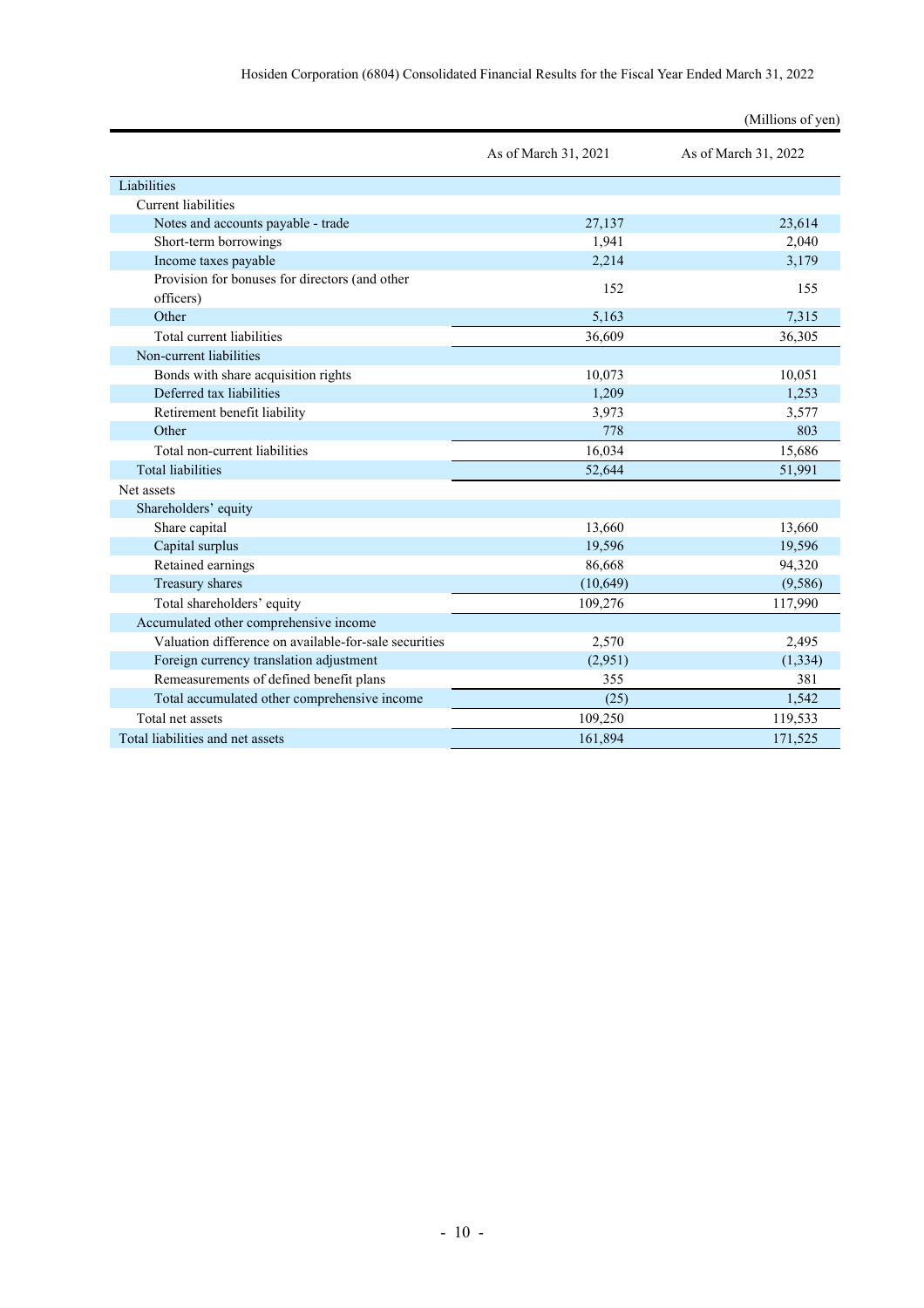(Millions of yen)

| | As of March 31, 2021 | As of March 31, 2022 |
|---|---|---|
| Liabilities | | |
| Current liabilities | | |
| Notes and accounts payable - trade | 27,137 | 23,614 |
| Short-term borrowings | 1,941 | 2,040 |
| Income taxes payable | 2,214 | 3,179 |
| Provision for bonuses for directors (and other officers) | 152 | 155 |
| Other | 5,163 | 7,315 |
| Total current liabilities | 36,609 | 36,305 |
| Non-current liabilities | | |
| Bonds with share acquisition rights | 10,073 | 10,051 |
| Deferred tax liabilities | 1,209 | 1,253 |
| Retirement benefit liability | 3,973 | 3,577 |
| Other | 778 | 803 |
| Total non-current liabilities | 16,034 | 15,686 |
| Total liabilities | 52,644 | 51,991 |
| Net assets | | |
| Shareholders' equity | | |
| Share capital | 13,660 | 13,660 |
| Capital surplus | 19,596 | 19,596 |
| Retained earnings | 86,668 | 94,320 |
| Treasury shares | (10,649) | (9,586) |
| Total shareholders' equity | 109,276 | 117,990 |
| Accumulated other comprehensive income | | |
| Valuation difference on available-for-sale securities | 2,570 | 2,495 |
| Foreign currency translation adjustment | (2,951) | (1,334) |
| Remeasurements of defined benefit plans | 355 | 381 |
| Total accumulated other comprehensive income | (25) | 1,542 |
| Total net assets | 109,250 | 119,533 |
| Total liabilities and net assets | 161,894 | 171,525 |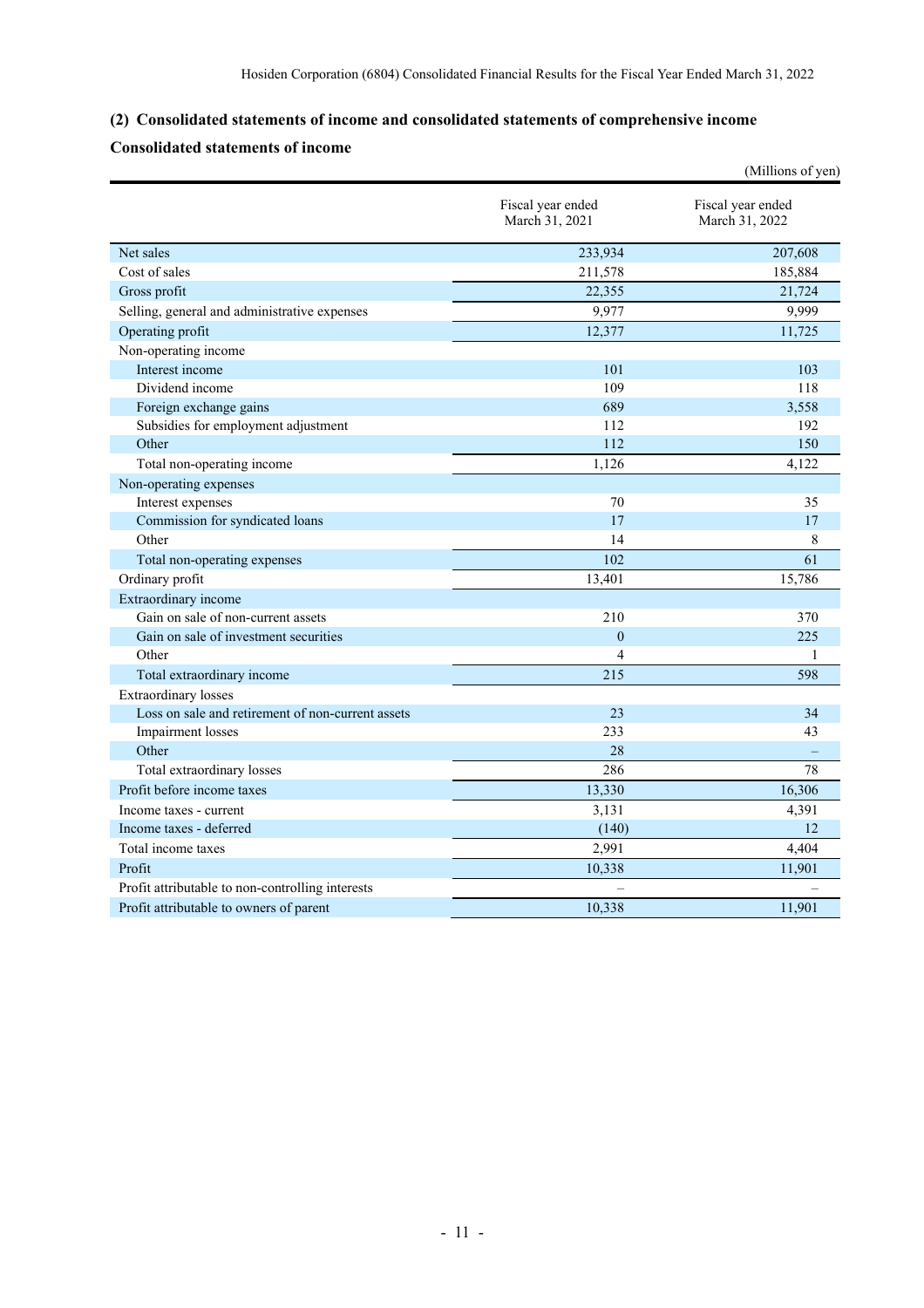## (2) Consolidated statements of income and consolidated statements of comprehensive income

### Consolidated statements of income

(Millions of yen)

| | Fiscal year ended March 31, 2021 | Fiscal year ended March 31, 2022 |
|---|---|---|
| Net sales | 233,934 | 207,608 |
| Cost of sales | 211,578 | 185,884 |
| Gross profit | 22,355 | 21,724 |
| Selling, general and administrative expenses | 9,977 | 9,999 |
| Operating profit | 12,377 | 11,725 |
| Non-operating income | | |
| Interest income | 101 | 103 |
| Dividend income | 109 | 118 |
| Foreign exchange gains | 689 | 3,558 |
| Subsidies for employment adjustment | 112 | 192 |
| Other | 112 | 150 |
| Total non-operating income | 1,126 | 4,122 |
| Non-operating expenses | | |
| Interest expenses | 70 | 35 |
| Commission for syndicated loans | 17 | 17 |
| Other | 14 | 8 |
| Total non-operating expenses | 102 | 61 |
| Ordinary profit | 13,401 | 15,786 |
| Extraordinary income | | |
| Gain on sale of non-current assets | 210 | 370 |
| Gain on sale of investment securities | 0 | 225 |
| Other | 4 | 1 |
| Total extraordinary income | 215 | 598 |
| Extraordinary losses | | |
| Loss on sale and retirement of non-current assets | 23 | 34 |
| Impairment losses | 233 | 43 |
| Other | 28 | – |
| Total extraordinary losses | 286 | 78 |
| Profit before income taxes | 13,330 | 16,306 |
| Income taxes - current | 3,131 | 4,391 |
| Income taxes - deferred | (140) | 12 |
| Total income taxes | 2,991 | 4,404 |
| Profit | 10,338 | 11,901 |
| Profit attributable to non-controlling interests | – | – |
| Profit attributable to owners of parent | 10,338 | 11,901 |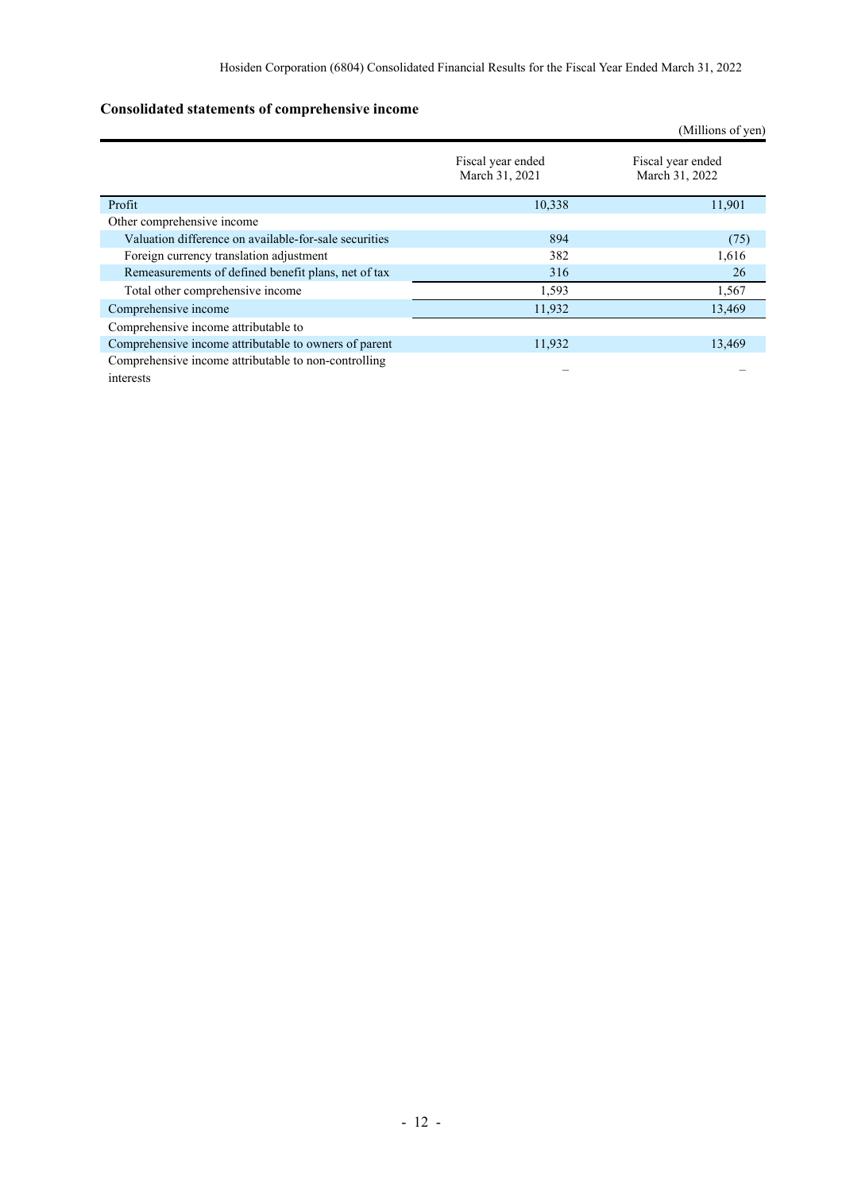## Consolidated statements of comprehensive income

(Millions of yen)

| | Fiscal year ended March 31, 2021 | Fiscal year ended March 31, 2022 |
|---|---|---|
| Profit | 10,338 | 11,901 |
| Other comprehensive income | | |
| Valuation difference on available-for-sale securities | 894 | (75) |
| Foreign currency translation adjustment | 382 | 1,616 |
| Remeasurements of defined benefit plans, net of tax | 316 | 26 |
| Total other comprehensive income | 1,593 | 1,567 |
| Comprehensive income | 11,932 | 13,469 |
| Comprehensive income attributable to | | |
| Comprehensive income attributable to owners of parent | 11,932 | 13,469 |
| Comprehensive income attributable to non-controlling interests | – | – |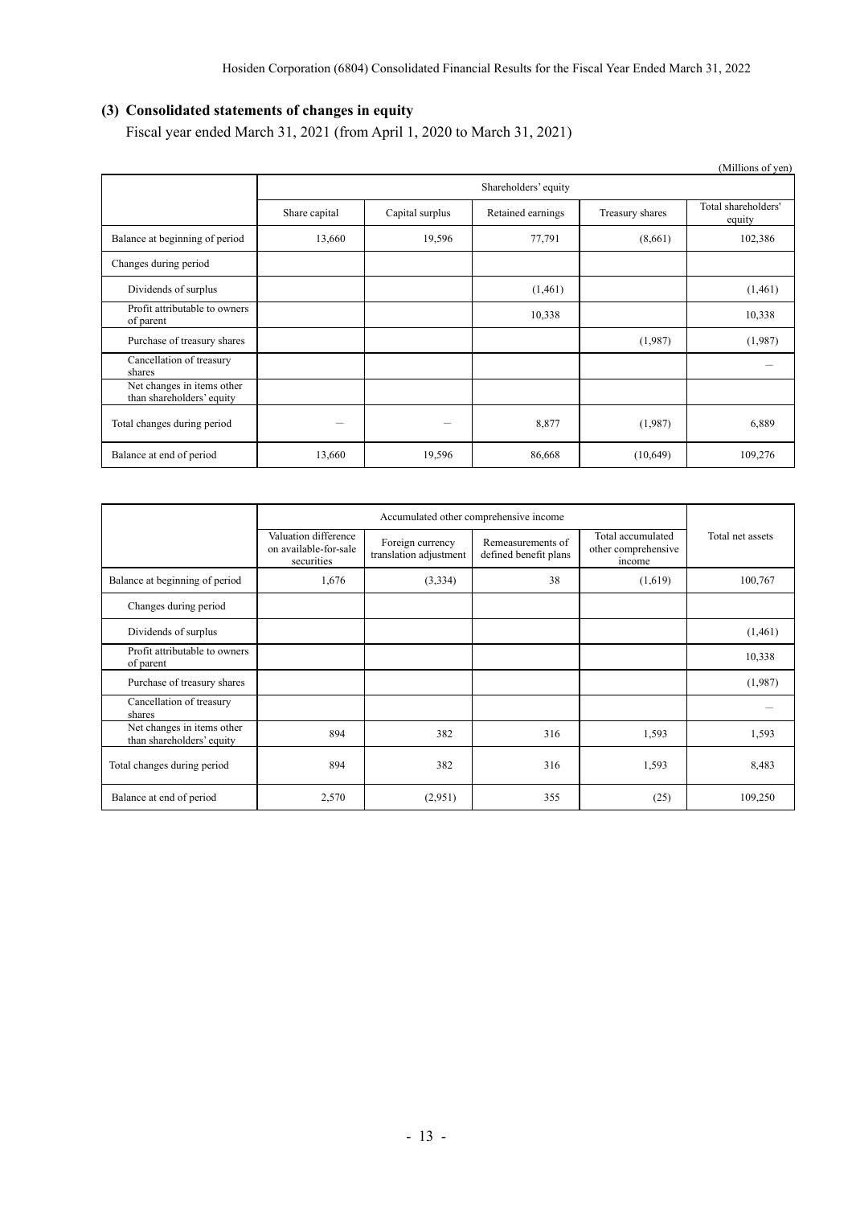## (3) Consolidated statements of changes in equity

Fiscal year ended March 31, 2021 (from April 1, 2020 to March 31, 2021)

(Millions of yen)

| | Shareholders' equity | | | | |
|---|---|---|---|---|---|
| | Share capital | Capital surplus | Retained earnings | Treasury shares | Total shareholders' equity |
| Balance at beginning of period | 13,660 | 19,596 | 77,791 | (8,661) | 102,386 |
| Changes during period | | | | | |
| Dividends of surplus | | | (1,461) | | (1,461) |
| Profit attributable to owners of parent | | | 10,338 | | 10,338 |
| Purchase of treasury shares | | | | (1,987) | (1,987) |
| Cancellation of treasury shares | | | | | – |
| Net changes in items other than shareholders' equity | | | | | |
| Total changes during period | – | – | 8,877 | (1,987) | 6,889 |
| Balance at end of period | 13,660 | 19,596 | 86,668 | (10,649) | 109,276 |

| | Accumulated other comprehensive income | | | | Total net assets |
|---|---|---|---|---|---|
| | Valuation difference on available-for-sale securities | Foreign currency translation adjustment | Remeasurements of defined benefit plans | Total accumulated other comprehensive income | |
| Balance at beginning of period | 1,676 | (3,334) | 38 | (1,619) | 100,767 |
| Changes during period | | | | | |
| Dividends of surplus | | | | | (1,461) |
| Profit attributable to owners of parent | | | | | 10,338 |
| Purchase of treasury shares | | | | | (1,987) |
| Cancellation of treasury shares | | | | | – |
| Net changes in items other than shareholders' equity | 894 | 382 | 316 | 1,593 | 1,593 |
| Total changes during period | 894 | 382 | 316 | 1,593 | 8,483 |
| Balance at end of period | 2,570 | (2,951) | 355 | (25) | 109,250 |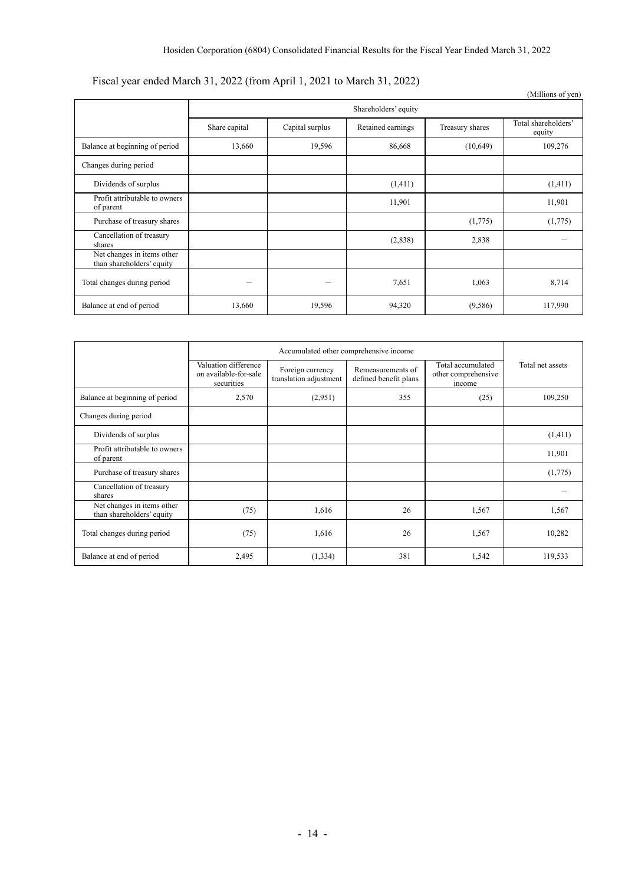Fiscal year ended March 31, 2022 (from April 1, 2021 to March 31, 2022)

(Millions of yen)

| | Shareholders' equity | | | | |
|---|---|---|---|---|---|
| | Share capital | Capital surplus | Retained earnings | Treasury shares | Total shareholders' equity |
| Balance at beginning of period | 13,660 | 19,596 | 86,668 | (10,649) | 109,276 |
| Changes during period | | | | | |
| Dividends of surplus | | | (1,411) | | (1,411) |
| Profit attributable to owners of parent | | | 11,901 | | 11,901 |
| Purchase of treasury shares | | | | (1,775) | (1,775) |
| Cancellation of treasury shares | | | (2,838) | 2,838 | － |
| Net changes in items other than shareholders' equity | | | | | |
| Total changes during period | － | － | 7,651 | 1,063 | 8,714 |
| Balance at end of period | 13,660 | 19,596 | 94,320 | (9,586) | 117,990 |

| | Accumulated other comprehensive income | | | | Total net assets |
|---|---|---|---|---|---|
| | Valuation difference on available-for-sale securities | Foreign currency translation adjustment | Remeasurements of defined benefit plans | Total accumulated other comprehensive income | |
| Balance at beginning of period | 2,570 | (2,951) | 355 | (25) | 109,250 |
| Changes during period | | | | | |
| Dividends of surplus | | | | | (1,411) |
| Profit attributable to owners of parent | | | | | 11,901 |
| Purchase of treasury shares | | | | | (1,775) |
| Cancellation of treasury shares | | | | | － |
| Net changes in items other than shareholders' equity | (75) | 1,616 | 26 | 1,567 | 1,567 |
| Total changes during period | (75) | 1,616 | 26 | 1,567 | 10,282 |
| Balance at end of period | 2,495 | (1,334) | 381 | 1,542 | 119,533 |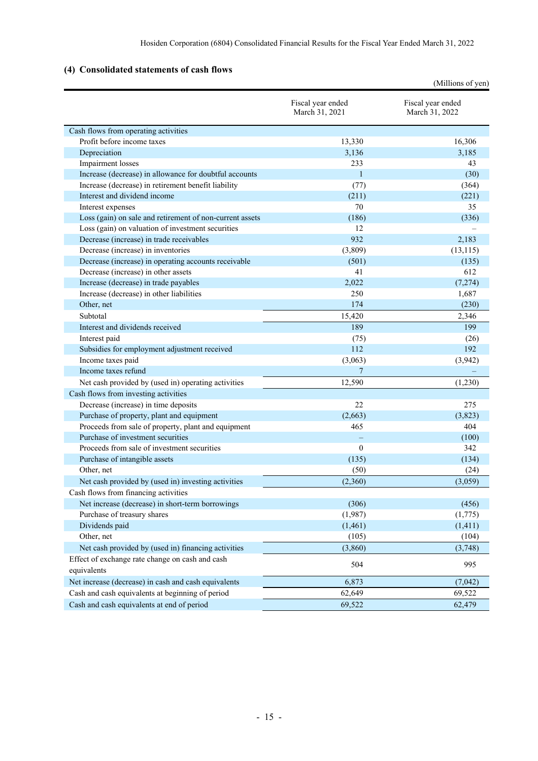### (4) Consolidated statements of cash flows

(Millions of yen)

| | Fiscal year ended March 31, 2021 | Fiscal year ended March 31, 2022 |
|---|---|---|
| Cash flows from operating activities | | |
| Profit before income taxes | 13,330 | 16,306 |
| Depreciation | 3,136 | 3,185 |
| Impairment losses | 233 | 43 |
| Increase (decrease) in allowance for doubtful accounts | 1 | (30) |
| Increase (decrease) in retirement benefit liability | (77) | (364) |
| Interest and dividend income | (211) | (221) |
| Interest expenses | 70 | 35 |
| Loss (gain) on sale and retirement of non-current assets | (186) | (336) |
| Loss (gain) on valuation of investment securities | 12 | – |
| Decrease (increase) in trade receivables | 932 | 2,183 |
| Decrease (increase) in inventories | (3,809) | (13,115) |
| Decrease (increase) in operating accounts receivable | (501) | (135) |
| Decrease (increase) in other assets | 41 | 612 |
| Increase (decrease) in trade payables | 2,022 | (7,274) |
| Increase (decrease) in other liabilities | 250 | 1,687 |
| Other, net | 174 | (230) |
| Subtotal | 15,420 | 2,346 |
| Interest and dividends received | 189 | 199 |
| Interest paid | (75) | (26) |
| Subsidies for employment adjustment received | 112 | 192 |
| Income taxes paid | (3,063) | (3,942) |
| Income taxes refund | 7 | – |
| Net cash provided by (used in) operating activities | 12,590 | (1,230) |
| Cash flows from investing activities | | |
| Decrease (increase) in time deposits | 22 | 275 |
| Purchase of property, plant and equipment | (2,663) | (3,823) |
| Proceeds from sale of property, plant and equipment | 465 | 404 |
| Purchase of investment securities | – | (100) |
| Proceeds from sale of investment securities | 0 | 342 |
| Purchase of intangible assets | (135) | (134) |
| Other, net | (50) | (24) |
| Net cash provided by (used in) investing activities | (2,360) | (3,059) |
| Cash flows from financing activities | | |
| Net increase (decrease) in short-term borrowings | (306) | (456) |
| Purchase of treasury shares | (1,987) | (1,775) |
| Dividends paid | (1,461) | (1,411) |
| Other, net | (105) | (104) |
| Net cash provided by (used in) financing activities | (3,860) | (3,748) |
| Effect of exchange rate change on cash and cash equivalents | 504 | 995 |
| Net increase (decrease) in cash and cash equivalents | 6,873 | (7,042) |
| Cash and cash equivalents at beginning of period | 62,649 | 69,522 |
| Cash and cash equivalents at end of period | 69,522 | 62,479 |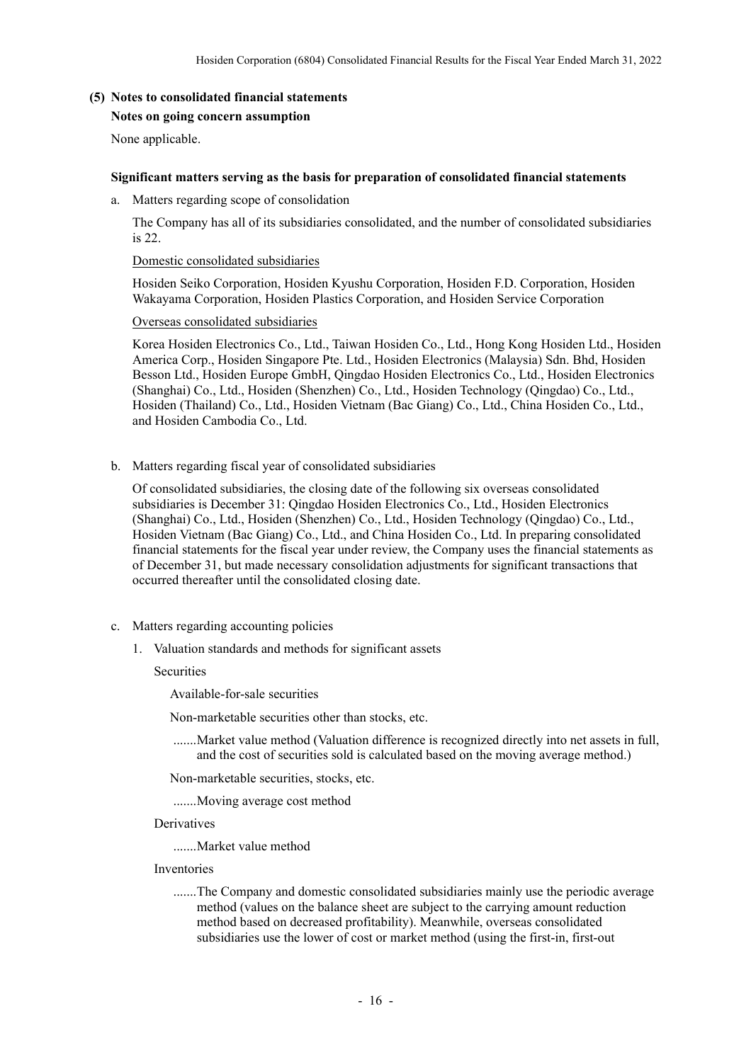## (5) Notes to consolidated financial statements

### Notes on going concern assumption

None applicable.

### Significant matters serving as the basis for preparation of consolidated financial statements

a. Matters regarding scope of consolidation

The Company has all of its subsidiaries consolidated, and the number of consolidated subsidiaries is 22.

Domestic consolidated subsidiaries

Hosiden Seiko Corporation, Hosiden Kyushu Corporation, Hosiden F.D. Corporation, Hosiden Wakayama Corporation, Hosiden Plastics Corporation, and Hosiden Service Corporation

Overseas consolidated subsidiaries

Korea Hosiden Electronics Co., Ltd., Taiwan Hosiden Co., Ltd., Hong Kong Hosiden Ltd., Hosiden America Corp., Hosiden Singapore Pte. Ltd., Hosiden Electronics (Malaysia) Sdn. Bhd, Hosiden Besson Ltd., Hosiden Europe GmbH, Qingdao Hosiden Electronics Co., Ltd., Hosiden Electronics (Shanghai) Co., Ltd., Hosiden (Shenzhen) Co., Ltd., Hosiden Technology (Qingdao) Co., Ltd., Hosiden (Thailand) Co., Ltd., Hosiden Vietnam (Bac Giang) Co., Ltd., China Hosiden Co., Ltd., and Hosiden Cambodia Co., Ltd.

b. Matters regarding fiscal year of consolidated subsidiaries

Of consolidated subsidiaries, the closing date of the following six overseas consolidated subsidiaries is December 31: Qingdao Hosiden Electronics Co., Ltd., Hosiden Electronics (Shanghai) Co., Ltd., Hosiden (Shenzhen) Co., Ltd., Hosiden Technology (Qingdao) Co., Ltd., Hosiden Vietnam (Bac Giang) Co., Ltd., and China Hosiden Co., Ltd. In preparing consolidated financial statements for the fiscal year under review, the Company uses the financial statements as of December 31, but made necessary consolidation adjustments for significant transactions that occurred thereafter until the consolidated closing date.

c. Matters regarding accounting policies

1. Valuation standards and methods for significant assets

Securities

Available-for-sale securities

Non-marketable securities other than stocks, etc.

.......Market value method (Valuation difference is recognized directly into net assets in full, and the cost of securities sold is calculated based on the moving average method.)

Non-marketable securities, stocks, etc.

.......Moving average cost method

Derivatives

.......Market value method

Inventories

.......The Company and domestic consolidated subsidiaries mainly use the periodic average method (values on the balance sheet are subject to the carrying amount reduction method based on decreased profitability). Meanwhile, overseas consolidated subsidiaries use the lower of cost or market method (using the first-in, first-out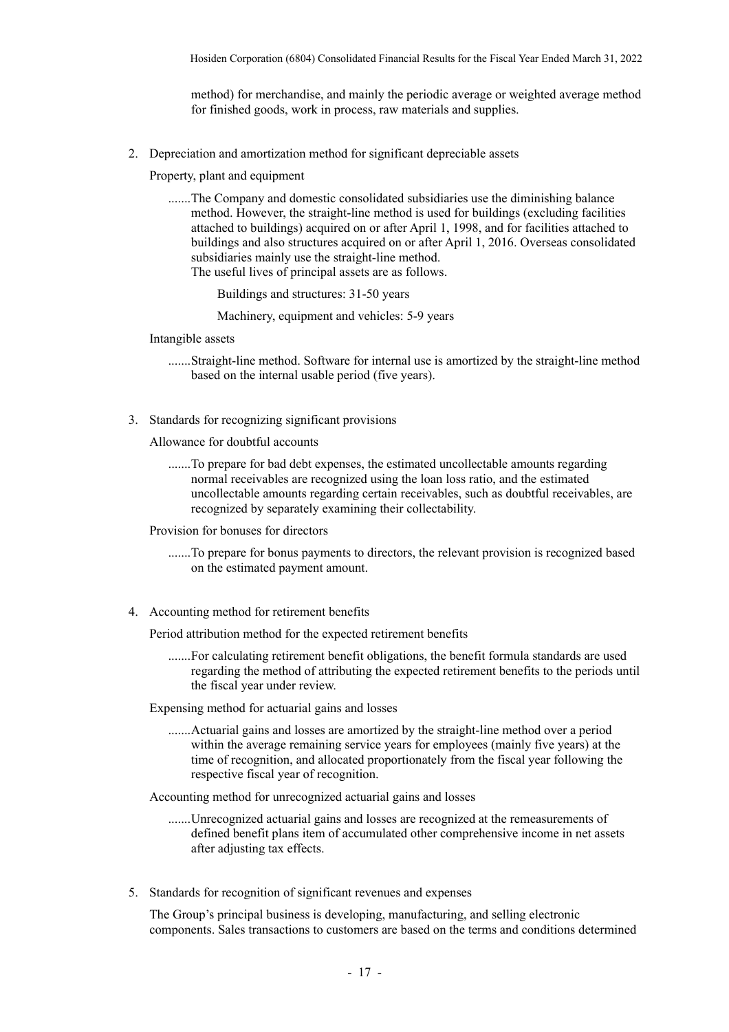method) for merchandise, and mainly the periodic average or weighted average method for finished goods, work in process, raw materials and supplies.

2. Depreciation and amortization method for significant depreciable assets

   Property, plant and equipment

   .......The Company and domestic consolidated subsidiaries use the diminishing balance method. However, the straight-line method is used for buildings (excluding facilities attached to buildings) acquired on or after April 1, 1998, and for facilities attached to buildings and also structures acquired on or after April 1, 2016. Overseas consolidated subsidiaries mainly use the straight-line method.
   The useful lives of principal assets are as follows.

   Buildings and structures: 31-50 years

   Machinery, equipment and vehicles: 5-9 years

   Intangible assets

   .......Straight-line method. Software for internal use is amortized by the straight-line method based on the internal usable period (five years).

3. Standards for recognizing significant provisions

   Allowance for doubtful accounts

   .......To prepare for bad debt expenses, the estimated uncollectable amounts regarding normal receivables are recognized using the loan loss ratio, and the estimated uncollectable amounts regarding certain receivables, such as doubtful receivables, are recognized by separately examining their collectability.

   Provision for bonuses for directors

   .......To prepare for bonus payments to directors, the relevant provision is recognized based on the estimated payment amount.

4. Accounting method for retirement benefits

   Period attribution method for the expected retirement benefits

   .......For calculating retirement benefit obligations, the benefit formula standards are used regarding the method of attributing the expected retirement benefits to the periods until the fiscal year under review.

   Expensing method for actuarial gains and losses

   .......Actuarial gains and losses are amortized by the straight-line method over a period within the average remaining service years for employees (mainly five years) at the time of recognition, and allocated proportionately from the fiscal year following the respective fiscal year of recognition.

   Accounting method for unrecognized actuarial gains and losses

   .......Unrecognized actuarial gains and losses are recognized at the remeasurements of defined benefit plans item of accumulated other comprehensive income in net assets after adjusting tax effects.

5. Standards for recognition of significant revenues and expenses

   The Group's principal business is developing, manufacturing, and selling electronic components. Sales transactions to customers are based on the terms and conditions determined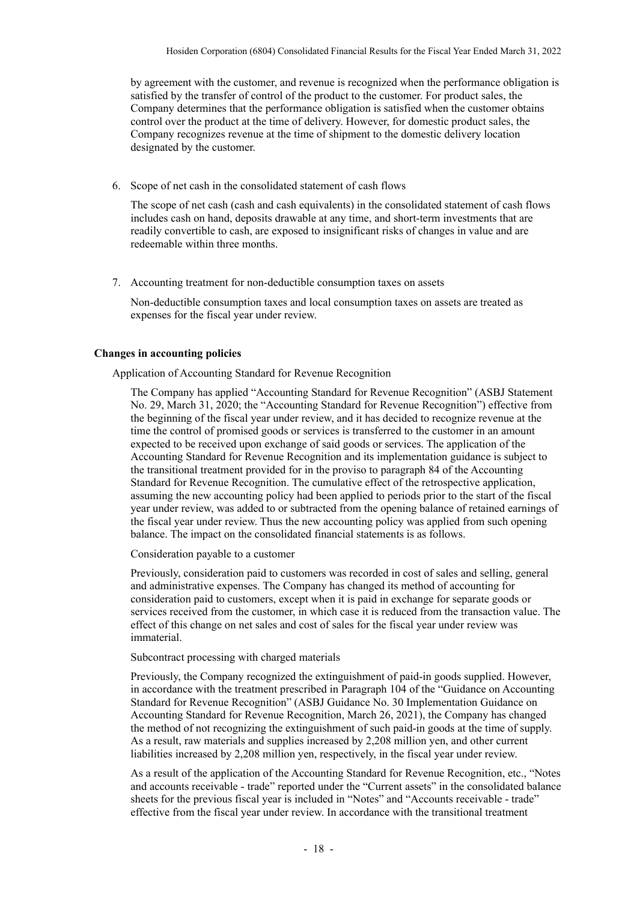by agreement with the customer, and revenue is recognized when the performance obligation is satisfied by the transfer of control of the product to the customer. For product sales, the Company determines that the performance obligation is satisfied when the customer obtains control over the product at the time of delivery. However, for domestic product sales, the Company recognizes revenue at the time of shipment to the domestic delivery location designated by the customer.

6. Scope of net cash in the consolidated statement of cash flows

   The scope of net cash (cash and cash equivalents) in the consolidated statement of cash flows includes cash on hand, deposits drawable at any time, and short-term investments that are readily convertible to cash, are exposed to insignificant risks of changes in value and are redeemable within three months.

7. Accounting treatment for non-deductible consumption taxes on assets

   Non-deductible consumption taxes and local consumption taxes on assets are treated as expenses for the fiscal year under review.

**Changes in accounting policies**

Application of Accounting Standard for Revenue Recognition

The Company has applied "Accounting Standard for Revenue Recognition" (ASBJ Statement No. 29, March 31, 2020; the "Accounting Standard for Revenue Recognition") effective from the beginning of the fiscal year under review, and it has decided to recognize revenue at the time the control of promised goods or services is transferred to the customer in an amount expected to be received upon exchange of said goods or services. The application of the Accounting Standard for Revenue Recognition and its implementation guidance is subject to the transitional treatment provided for in the proviso to paragraph 84 of the Accounting Standard for Revenue Recognition. The cumulative effect of the retrospective application, assuming the new accounting policy had been applied to periods prior to the start of the fiscal year under review, was added to or subtracted from the opening balance of retained earnings of the fiscal year under review. Thus the new accounting policy was applied from such opening balance. The impact on the consolidated financial statements is as follows.

Consideration payable to a customer

Previously, consideration paid to customers was recorded in cost of sales and selling, general and administrative expenses. The Company has changed its method of accounting for consideration paid to customers, except when it is paid in exchange for separate goods or services received from the customer, in which case it is reduced from the transaction value. The effect of this change on net sales and cost of sales for the fiscal year under review was immaterial.

Subcontract processing with charged materials

Previously, the Company recognized the extinguishment of paid-in goods supplied. However, in accordance with the treatment prescribed in Paragraph 104 of the "Guidance on Accounting Standard for Revenue Recognition" (ASBJ Guidance No. 30 Implementation Guidance on Accounting Standard for Revenue Recognition, March 26, 2021), the Company has changed the method of not recognizing the extinguishment of such paid-in goods at the time of supply. As a result, raw materials and supplies increased by 2,208 million yen, and other current liabilities increased by 2,208 million yen, respectively, in the fiscal year under review.

As a result of the application of the Accounting Standard for Revenue Recognition, etc., "Notes and accounts receivable - trade" reported under the "Current assets" in the consolidated balance sheets for the previous fiscal year is included in "Notes" and "Accounts receivable - trade" effective from the fiscal year under review. In accordance with the transitional treatment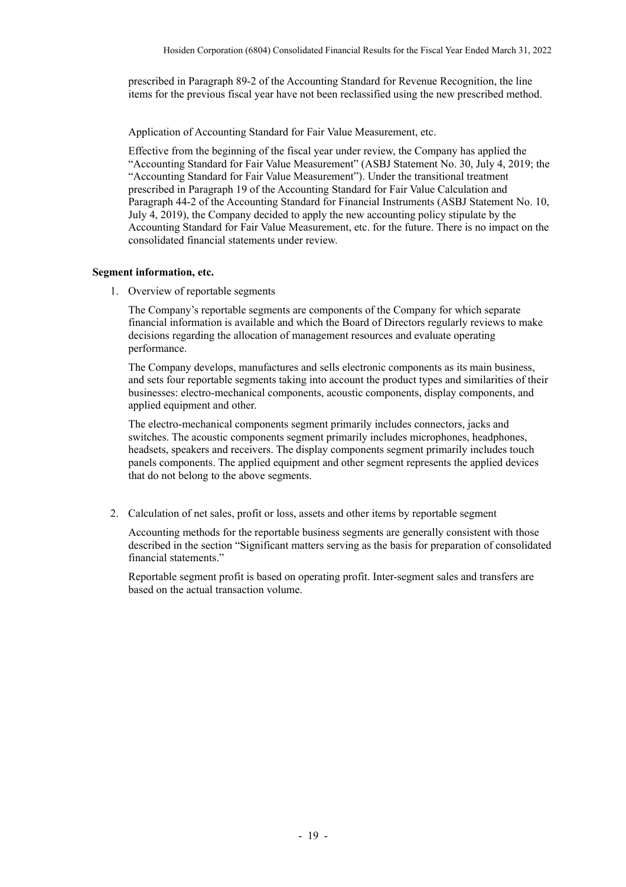prescribed in Paragraph 89-2 of the Accounting Standard for Revenue Recognition, the line items for the previous fiscal year have not been reclassified using the new prescribed method.

Application of Accounting Standard for Fair Value Measurement, etc.

Effective from the beginning of the fiscal year under review, the Company has applied the "Accounting Standard for Fair Value Measurement" (ASBJ Statement No. 30, July 4, 2019; the "Accounting Standard for Fair Value Measurement"). Under the transitional treatment prescribed in Paragraph 19 of the Accounting Standard for Fair Value Calculation and Paragraph 44-2 of the Accounting Standard for Financial Instruments (ASBJ Statement No. 10, July 4, 2019), the Company decided to apply the new accounting policy stipulate by the Accounting Standard for Fair Value Measurement, etc. for the future. There is no impact on the consolidated financial statements under review.

**Segment information, etc.**

1. Overview of reportable segments

   The Company's reportable segments are components of the Company for which separate financial information is available and which the Board of Directors regularly reviews to make decisions regarding the allocation of management resources and evaluate operating performance.

   The Company develops, manufactures and sells electronic components as its main business, and sets four reportable segments taking into account the product types and similarities of their businesses: electro-mechanical components, acoustic components, display components, and applied equipment and other.

   The electro-mechanical components segment primarily includes connectors, jacks and switches. The acoustic components segment primarily includes microphones, headphones, headsets, speakers and receivers. The display components segment primarily includes touch panels components. The applied equipment and other segment represents the applied devices that do not belong to the above segments.

2. Calculation of net sales, profit or loss, assets and other items by reportable segment

   Accounting methods for the reportable business segments are generally consistent with those described in the section "Significant matters serving as the basis for preparation of consolidated financial statements."

   Reportable segment profit is based on operating profit. Inter-segment sales and transfers are based on the actual transaction volume.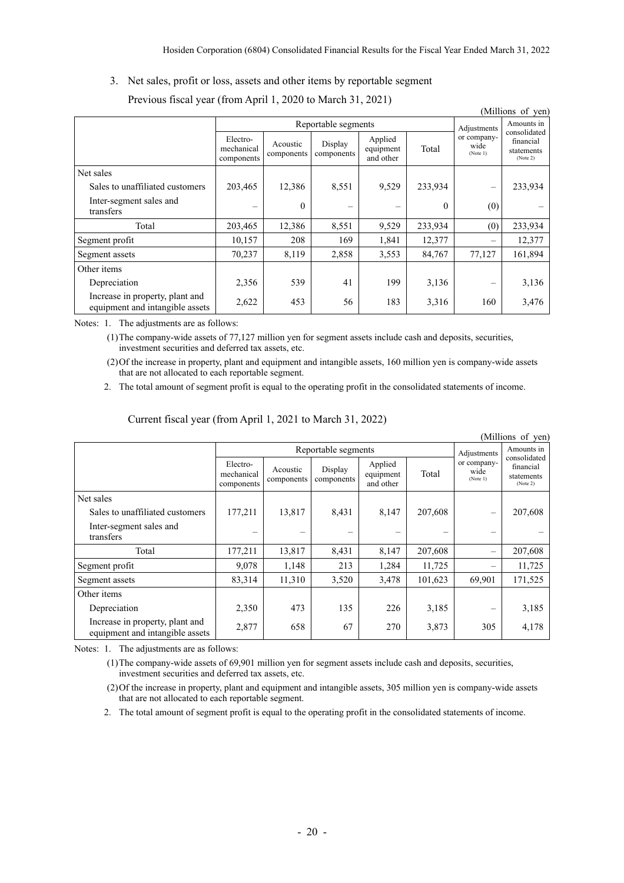3. Net sales, profit or loss, assets and other items by reportable segment

Previous fiscal year (from April 1, 2020 to March 31, 2021)

(Millions of yen)

| | Reportable segments | | | | | Adjustments or company-wide (Note 1) | Amounts in consolidated financial statements (Note 2) |
|---|---|---|---|---|---|---|---|
| | Electro-mechanical components | Acoustic components | Display components | Applied equipment and other | Total | | |
| Net sales | | | | | | | |
| Sales to unaffiliated customers | 203,465 | 12,386 | 8,551 | 9,529 | 233,934 | – | 233,934 |
| Inter-segment sales and transfers | – | 0 | – | – | 0 | (0) | – |
| Total | 203,465 | 12,386 | 8,551 | 9,529 | 233,934 | (0) | 233,934 |
| Segment profit | 10,157 | 208 | 169 | 1,841 | 12,377 | – | 12,377 |
| Segment assets | 70,237 | 8,119 | 2,858 | 3,553 | 84,767 | 77,127 | 161,894 |
| Other items | | | | | | | |
| Depreciation | 2,356 | 539 | 41 | 199 | 3,136 | – | 3,136 |
| Increase in property, plant and equipment and intangible assets | 2,622 | 453 | 56 | 183 | 3,316 | 160 | 3,476 |

Notes: 1. The adjustments are as follows:

(1) The company-wide assets of 77,127 million yen for segment assets include cash and deposits, securities, investment securities and deferred tax assets, etc.

(2) Of the increase in property, plant and equipment and intangible assets, 160 million yen is company-wide assets that are not allocated to each reportable segment.

2. The total amount of segment profit is equal to the operating profit in the consolidated statements of income.

Current fiscal year (from April 1, 2021 to March 31, 2022)

(Millions of yen)

| | Reportable segments | | | | | Adjustments or company-wide (Note 1) | Amounts in consolidated financial statements (Note 2) |
|---|---|---|---|---|---|---|---|
| | Electro-mechanical components | Acoustic components | Display components | Applied equipment and other | Total | | |
| Net sales | | | | | | | |
| Sales to unaffiliated customers | 177,211 | 13,817 | 8,431 | 8,147 | 207,608 | – | 207,608 |
| Inter-segment sales and transfers | – | – | – | – | – | – | – |
| Total | 177,211 | 13,817 | 8,431 | 8,147 | 207,608 | – | 207,608 |
| Segment profit | 9,078 | 1,148 | 213 | 1,284 | 11,725 | – | 11,725 |
| Segment assets | 83,314 | 11,310 | 3,520 | 3,478 | 101,623 | 69,901 | 171,525 |
| Other items | | | | | | | |
| Depreciation | 2,350 | 473 | 135 | 226 | 3,185 | – | 3,185 |
| Increase in property, plant and equipment and intangible assets | 2,877 | 658 | 67 | 270 | 3,873 | 305 | 4,178 |

Notes: 1. The adjustments are as follows:

(1) The company-wide assets of 69,901 million yen for segment assets include cash and deposits, securities, investment securities and deferred tax assets, etc.

(2) Of the increase in property, plant and equipment and intangible assets, 305 million yen is company-wide assets that are not allocated to each reportable segment.

2. The total amount of segment profit is equal to the operating profit in the consolidated statements of income.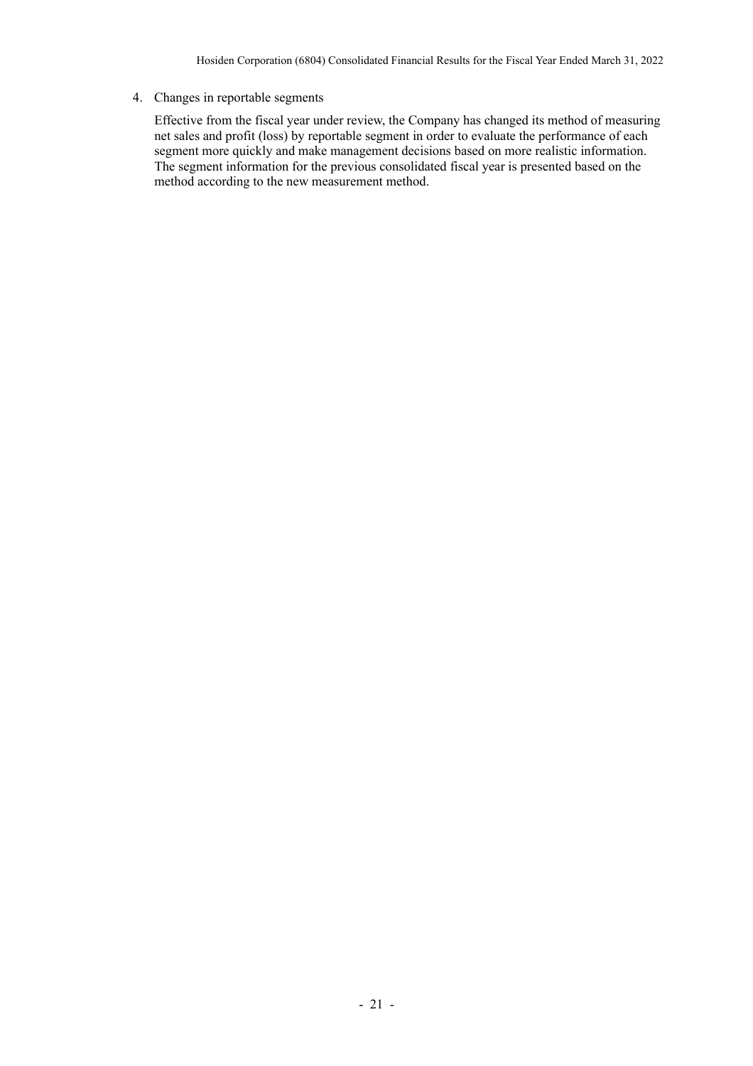4. Changes in reportable segments

Effective from the fiscal year under review, the Company has changed its method of measuring net sales and profit (loss) by reportable segment in order to evaluate the performance of each segment more quickly and make management decisions based on more realistic information. The segment information for the previous consolidated fiscal year is presented based on the method according to the new measurement method.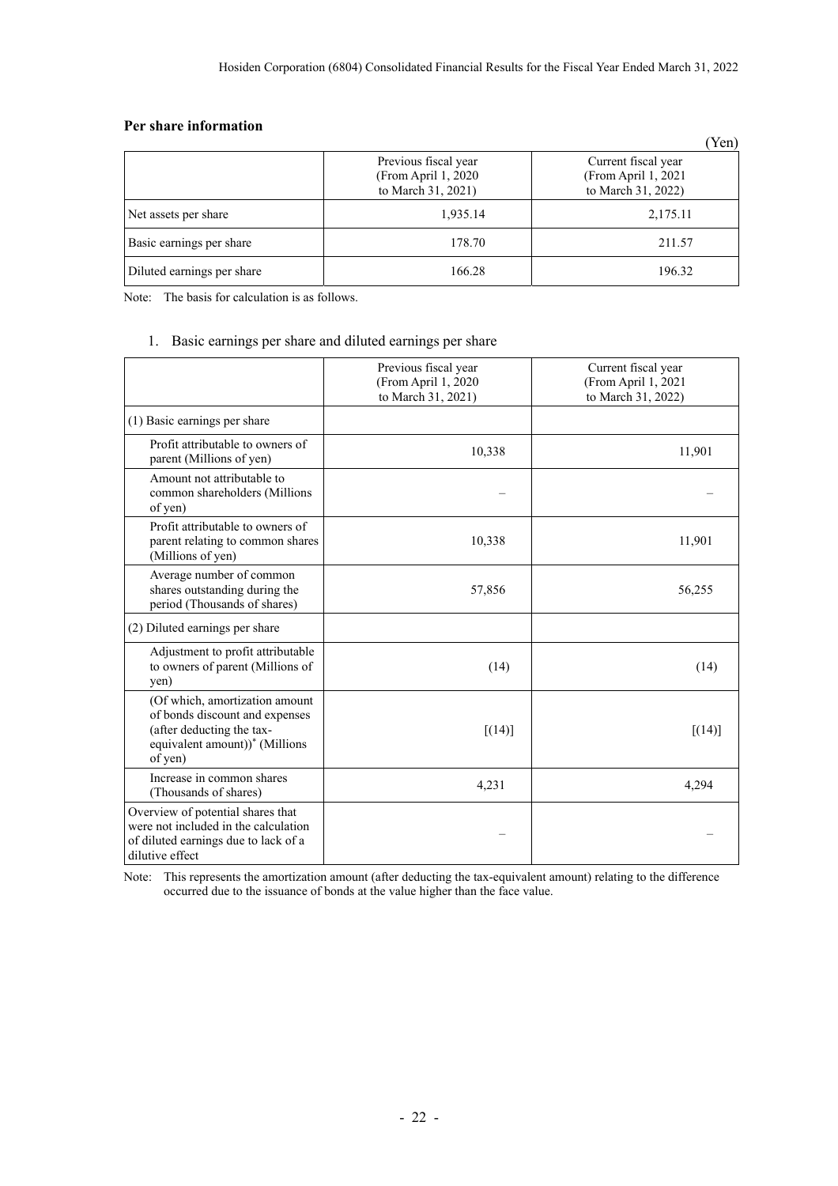### Per share information

(Yen)

| | Previous fiscal year (From April 1, 2020 to March 31, 2021) | Current fiscal year (From April 1, 2021 to March 31, 2022) |
|---|---|---|
| Net assets per share | 1,935.14 | 2,175.11 |
| Basic earnings per share | 178.70 | 211.57 |
| Diluted earnings per share | 166.28 | 196.32 |

Note: The basis for calculation is as follows.

1. Basic earnings per share and diluted earnings per share

| | Previous fiscal year (From April 1, 2020 to March 31, 2021) | Current fiscal year (From April 1, 2021 to March 31, 2022) |
|---|---|---|
| (1) Basic earnings per share | | |
| Profit attributable to owners of parent (Millions of yen) | 10,338 | 11,901 |
| Amount not attributable to common shareholders (Millions of yen) | – | – |
| Profit attributable to owners of parent relating to common shares (Millions of yen) | 10,338 | 11,901 |
| Average number of common shares outstanding during the period (Thousands of shares) | 57,856 | 56,255 |
| (2) Diluted earnings per share | | |
| Adjustment to profit attributable to owners of parent (Millions of yen) | (14) | (14) |
| (Of which, amortization amount of bonds discount and expenses (after deducting the tax-equivalent amount))* (Millions of yen) | [(14)] | [(14)] |
| Increase in common shares (Thousands of shares) | 4,231 | 4,294 |
| Overview of potential shares that were not included in the calculation of diluted earnings due to lack of a dilutive effect | – | – |

Note: This represents the amortization amount (after deducting the tax-equivalent amount) relating to the difference occurred due to the issuance of bonds at the value higher than the face value.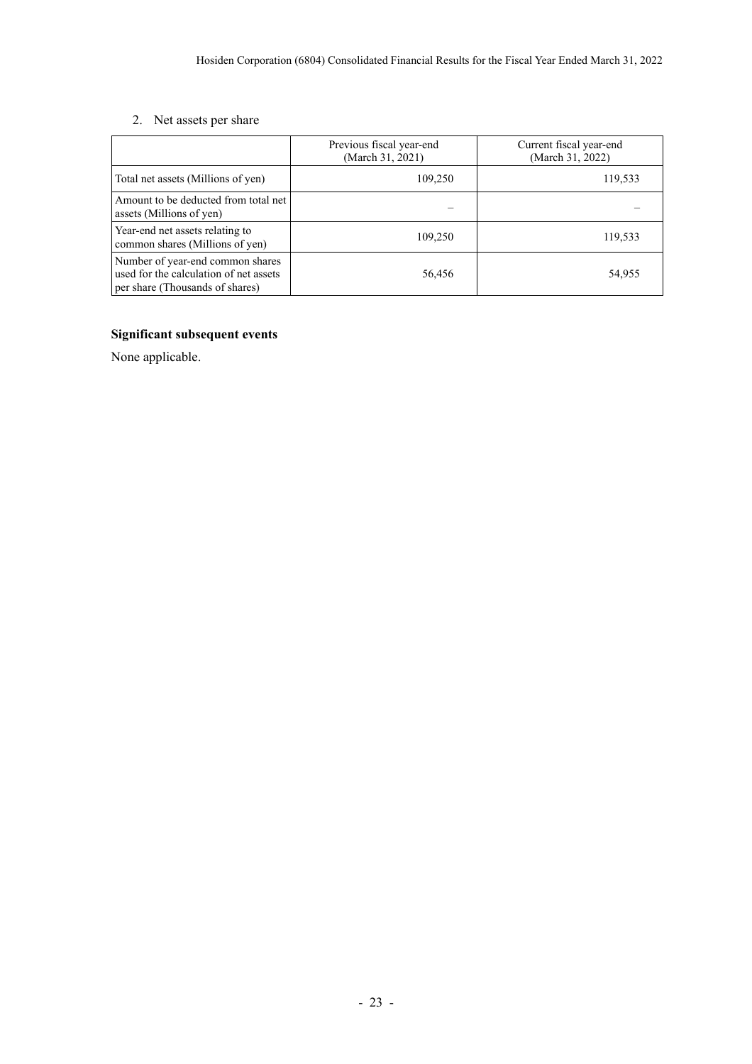2. Net assets per share

| | Previous fiscal year-end (March 31, 2021) | Current fiscal year-end (March 31, 2022) |
|---|---|---|
| Total net assets (Millions of yen) | 109,250 | 119,533 |
| Amount to be deducted from total net assets (Millions of yen) | – | – |
| Year-end net assets relating to common shares (Millions of yen) | 109,250 | 119,533 |
| Number of year-end common shares used for the calculation of net assets per share (Thousands of shares) | 56,456 | 54,955 |

**Significant subsequent events**

None applicable.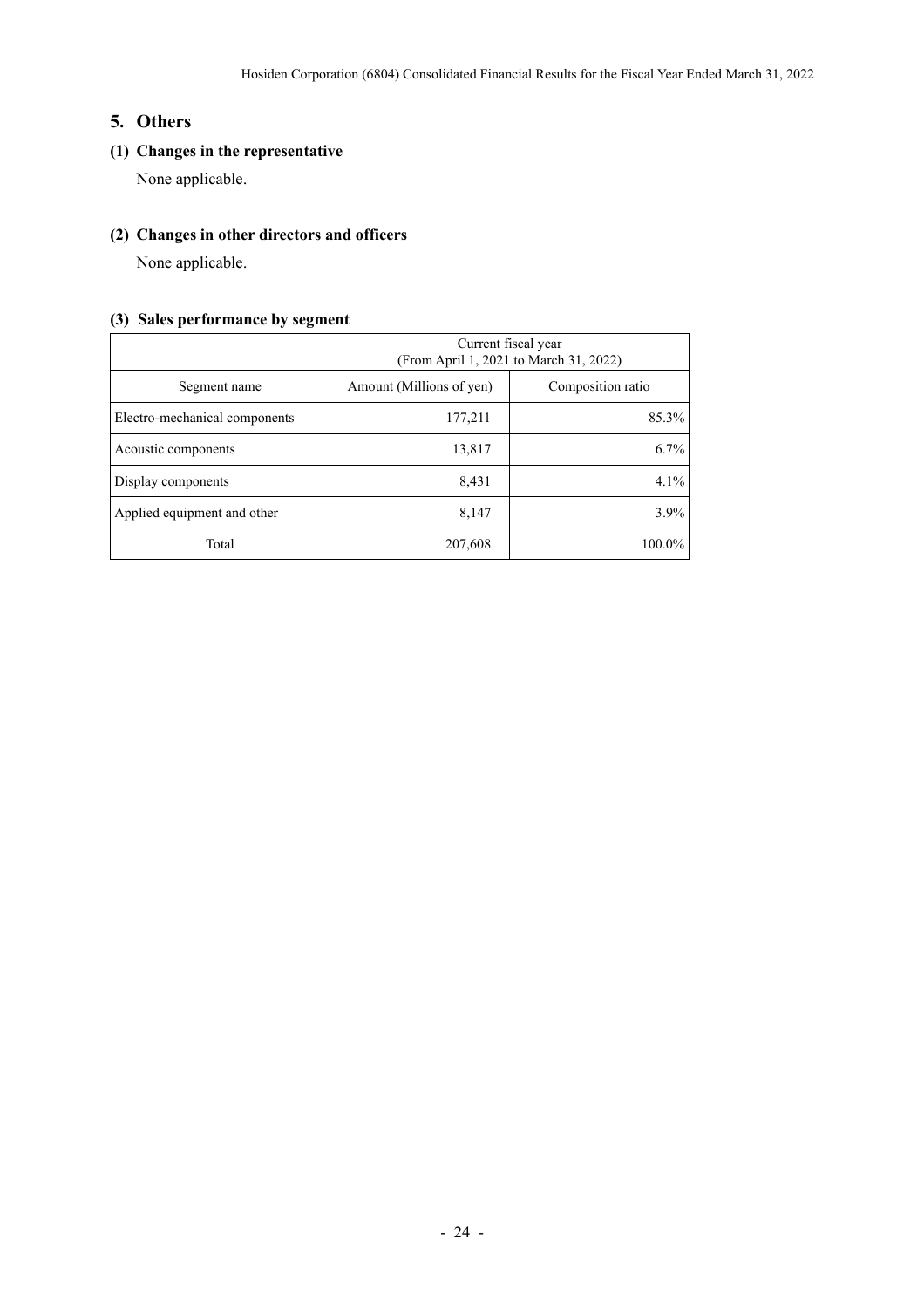## 5. Others

### (1) Changes in the representative

None applicable.

### (2) Changes in other directors and officers

None applicable.

### (3) Sales performance by segment

| | Current fiscal year (From April 1, 2021 to March 31, 2022) | |
|---|---|---|
| Segment name | Amount (Millions of yen) | Composition ratio |
| Electro-mechanical components | 177,211 | 85.3% |
| Acoustic components | 13,817 | 6.7% |
| Display components | 8,431 | 4.1% |
| Applied equipment and other | 8,147 | 3.9% |
| Total | 207,608 | 100.0% |